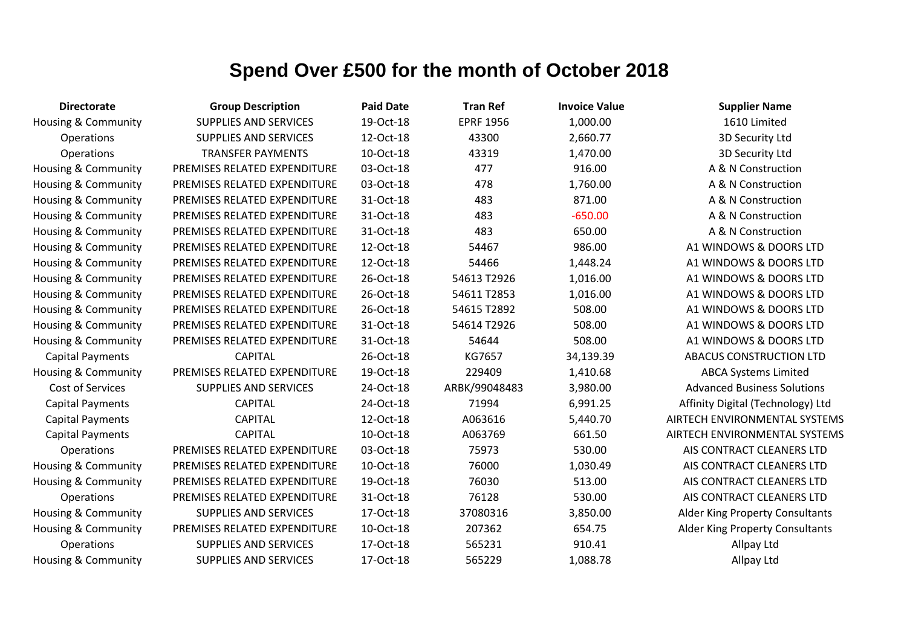# Spend Over £500 for the month of October 2018

| Directorate | Group Description | Paid Date | Tran Ref | Invoice Value | Supplier Name |
|---|---|---|---|---|---|
| Housing & Community | SUPPLIES AND SERVICES | 19-Oct-18 | EPRF 1956 | 1,000.00 | 1610 Limited |
| Operations | SUPPLIES AND SERVICES | 12-Oct-18 | 43300 | 2,660.77 | 3D Security Ltd |
| Operations | TRANSFER PAYMENTS | 10-Oct-18 | 43319 | 1,470.00 | 3D Security Ltd |
| Housing & Community | PREMISES RELATED EXPENDITURE | 03-Oct-18 | 477 | 916.00 | A & N Construction |
| Housing & Community | PREMISES RELATED EXPENDITURE | 03-Oct-18 | 478 | 1,760.00 | A & N Construction |
| Housing & Community | PREMISES RELATED EXPENDITURE | 31-Oct-18 | 483 | 871.00 | A & N Construction |
| Housing & Community | PREMISES RELATED EXPENDITURE | 31-Oct-18 | 483 | -650.00 | A & N Construction |
| Housing & Community | PREMISES RELATED EXPENDITURE | 31-Oct-18 | 483 | 650.00 | A & N Construction |
| Housing & Community | PREMISES RELATED EXPENDITURE | 12-Oct-18 | 54467 | 986.00 | A1 WINDOWS & DOORS LTD |
| Housing & Community | PREMISES RELATED EXPENDITURE | 12-Oct-18 | 54466 | 1,448.24 | A1 WINDOWS & DOORS LTD |
| Housing & Community | PREMISES RELATED EXPENDITURE | 26-Oct-18 | 54613 T2926 | 1,016.00 | A1 WINDOWS & DOORS LTD |
| Housing & Community | PREMISES RELATED EXPENDITURE | 26-Oct-18 | 54611 T2853 | 1,016.00 | A1 WINDOWS & DOORS LTD |
| Housing & Community | PREMISES RELATED EXPENDITURE | 26-Oct-18 | 54615 T2892 | 508.00 | A1 WINDOWS & DOORS LTD |
| Housing & Community | PREMISES RELATED EXPENDITURE | 31-Oct-18 | 54614 T2926 | 508.00 | A1 WINDOWS & DOORS LTD |
| Housing & Community | PREMISES RELATED EXPENDITURE | 31-Oct-18 | 54644 | 508.00 | A1 WINDOWS & DOORS LTD |
| Capital Payments | CAPITAL | 26-Oct-18 | KG7657 | 34,139.39 | ABACUS CONSTRUCTION LTD |
| Housing & Community | PREMISES RELATED EXPENDITURE | 19-Oct-18 | 229409 | 1,410.68 | ABCA Systems Limited |
| Cost of Services | SUPPLIES AND SERVICES | 24-Oct-18 | ARBK/99048483 | 3,980.00 | Advanced Business Solutions |
| Capital Payments | CAPITAL | 24-Oct-18 | 71994 | 6,991.25 | Affinity Digital (Technology) Ltd |
| Capital Payments | CAPITAL | 12-Oct-18 | A063616 | 5,440.70 | AIRTECH ENVIRONMENTAL SYSTEMS |
| Capital Payments | CAPITAL | 10-Oct-18 | A063769 | 661.50 | AIRTECH ENVIRONMENTAL SYSTEMS |
| Operations | PREMISES RELATED EXPENDITURE | 03-Oct-18 | 75973 | 530.00 | AIS CONTRACT CLEANERS LTD |
| Housing & Community | PREMISES RELATED EXPENDITURE | 10-Oct-18 | 76000 | 1,030.49 | AIS CONTRACT CLEANERS LTD |
| Housing & Community | PREMISES RELATED EXPENDITURE | 19-Oct-18 | 76030 | 513.00 | AIS CONTRACT CLEANERS LTD |
| Operations | PREMISES RELATED EXPENDITURE | 31-Oct-18 | 76128 | 530.00 | AIS CONTRACT CLEANERS LTD |
| Housing & Community | SUPPLIES AND SERVICES | 17-Oct-18 | 37080316 | 3,850.00 | Alder King Property Consultants |
| Housing & Community | PREMISES RELATED EXPENDITURE | 10-Oct-18 | 207362 | 654.75 | Alder King Property Consultants |
| Operations | SUPPLIES AND SERVICES | 17-Oct-18 | 565231 | 910.41 | Allpay Ltd |
| Housing & Community | SUPPLIES AND SERVICES | 17-Oct-18 | 565229 | 1,088.78 | Allpay Ltd |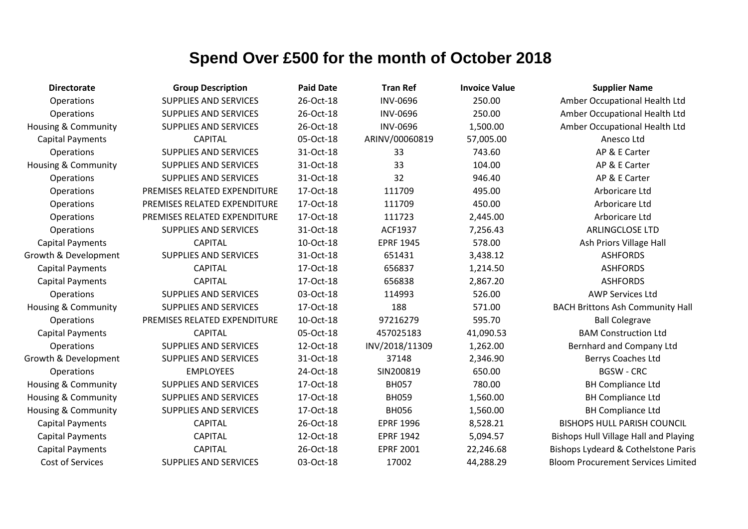# Spend Over £500 for the month of October 2018

| Directorate | Group Description | Paid Date | Tran Ref | Invoice Value | Supplier Name |
|---|---|---|---|---|---|
| Operations | SUPPLIES AND SERVICES | 26-Oct-18 | INV-0696 | 250.00 | Amber Occupational Health Ltd |
| Operations | SUPPLIES AND SERVICES | 26-Oct-18 | INV-0696 | 250.00 | Amber Occupational Health Ltd |
| Housing & Community | SUPPLIES AND SERVICES | 26-Oct-18 | INV-0696 | 1,500.00 | Amber Occupational Health Ltd |
| Capital Payments | CAPITAL | 05-Oct-18 | ARINV/00060819 | 57,005.00 | Anesco Ltd |
| Operations | SUPPLIES AND SERVICES | 31-Oct-18 | 33 | 743.60 | AP & E Carter |
| Housing & Community | SUPPLIES AND SERVICES | 31-Oct-18 | 33 | 104.00 | AP & E Carter |
| Operations | SUPPLIES AND SERVICES | 31-Oct-18 | 32 | 946.40 | AP & E Carter |
| Operations | PREMISES RELATED EXPENDITURE | 17-Oct-18 | 111709 | 495.00 | Arboricare Ltd |
| Operations | PREMISES RELATED EXPENDITURE | 17-Oct-18 | 111709 | 450.00 | Arboricare Ltd |
| Operations | PREMISES RELATED EXPENDITURE | 17-Oct-18 | 111723 | 2,445.00 | Arboricare Ltd |
| Operations | SUPPLIES AND SERVICES | 31-Oct-18 | ACF1937 | 7,256.43 | ARLINGCLOSE LTD |
| Capital Payments | CAPITAL | 10-Oct-18 | EPRF 1945 | 578.00 | Ash Priors Village Hall |
| Growth & Development | SUPPLIES AND SERVICES | 31-Oct-18 | 651431 | 3,438.12 | ASHFORDS |
| Capital Payments | CAPITAL | 17-Oct-18 | 656837 | 1,214.50 | ASHFORDS |
| Capital Payments | CAPITAL | 17-Oct-18 | 656838 | 2,867.20 | ASHFORDS |
| Operations | SUPPLIES AND SERVICES | 03-Oct-18 | 114993 | 526.00 | AWP Services Ltd |
| Housing & Community | SUPPLIES AND SERVICES | 17-Oct-18 | 188 | 571.00 | BACH Brittons Ash Community Hall |
| Operations | PREMISES RELATED EXPENDITURE | 10-Oct-18 | 97216279 | 595.70 | Ball Colegrave |
| Capital Payments | CAPITAL | 05-Oct-18 | 457025183 | 41,090.53 | BAM Construction Ltd |
| Operations | SUPPLIES AND SERVICES | 12-Oct-18 | INV/2018/11309 | 1,262.00 | Bernhard and Company Ltd |
| Growth & Development | SUPPLIES AND SERVICES | 31-Oct-18 | 37148 | 2,346.90 | Berrys Coaches Ltd |
| Operations | EMPLOYEES | 24-Oct-18 | SIN200819 | 650.00 | BGSW - CRC |
| Housing & Community | SUPPLIES AND SERVICES | 17-Oct-18 | BH057 | 780.00 | BH Compliance Ltd |
| Housing & Community | SUPPLIES AND SERVICES | 17-Oct-18 | BH059 | 1,560.00 | BH Compliance Ltd |
| Housing & Community | SUPPLIES AND SERVICES | 17-Oct-18 | BH056 | 1,560.00 | BH Compliance Ltd |
| Capital Payments | CAPITAL | 26-Oct-18 | EPRF 1996 | 8,528.21 | BISHOPS HULL PARISH COUNCIL |
| Capital Payments | CAPITAL | 12-Oct-18 | EPRF 1942 | 5,094.57 | Bishops Hull Village Hall and Playing |
| Capital Payments | CAPITAL | 26-Oct-18 | EPRF 2001 | 22,246.68 | Bishops Lydeard & Cothelstone Paris |
| Cost of Services | SUPPLIES AND SERVICES | 03-Oct-18 | 17002 | 44,288.29 | Bloom Procurement Services Limited |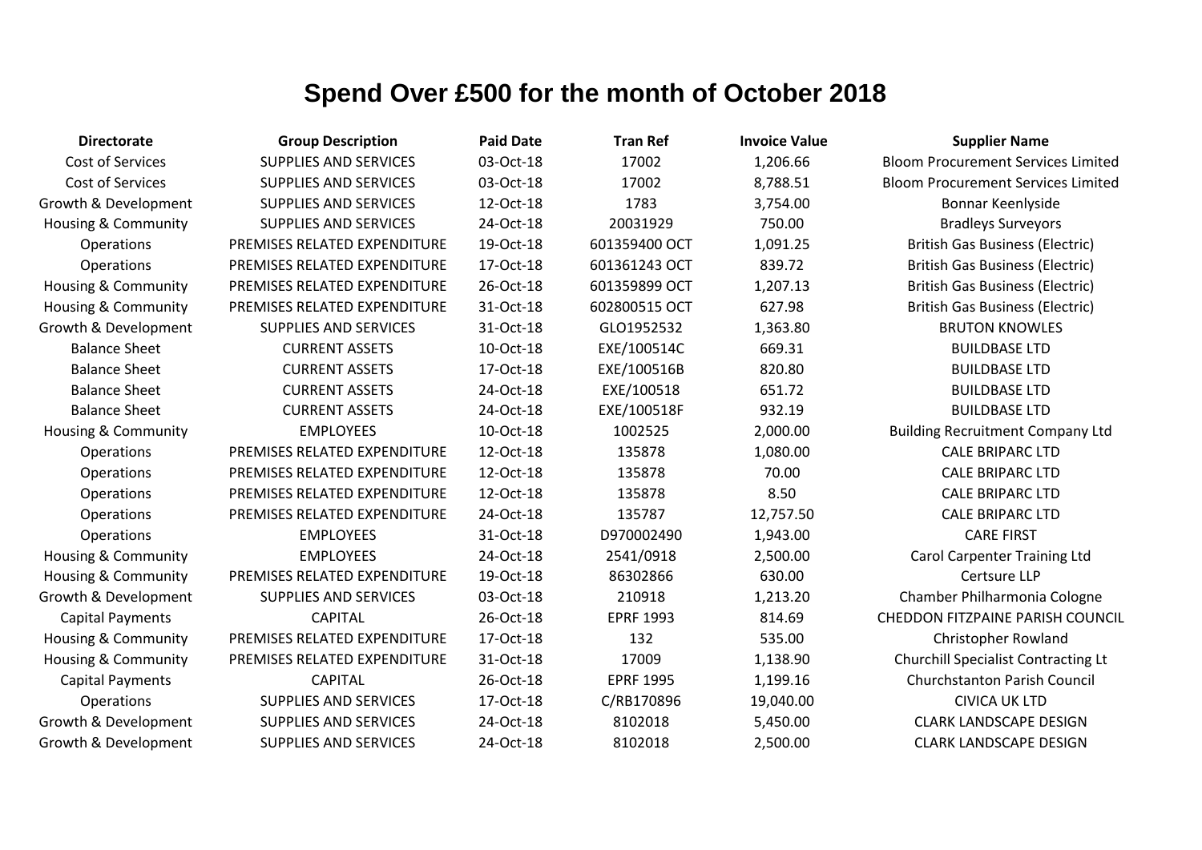# Spend Over £500 for the month of October 2018

| Directorate | Group Description | Paid Date | Tran Ref | Invoice Value | Supplier Name |
|---|---|---|---|---|---|
| Cost of Services | SUPPLIES AND SERVICES | 03-Oct-18 | 17002 | 1,206.66 | Bloom Procurement Services Limited |
| Cost of Services | SUPPLIES AND SERVICES | 03-Oct-18 | 17002 | 8,788.51 | Bloom Procurement Services Limited |
| Growth & Development | SUPPLIES AND SERVICES | 12-Oct-18 | 1783 | 3,754.00 | Bonnar Keenlyside |
| Housing & Community | SUPPLIES AND SERVICES | 24-Oct-18 | 20031929 | 750.00 | Bradleys Surveyors |
| Operations | PREMISES RELATED EXPENDITURE | 19-Oct-18 | 601359400 OCT | 1,091.25 | British Gas Business (Electric) |
| Operations | PREMISES RELATED EXPENDITURE | 17-Oct-18 | 601361243 OCT | 839.72 | British Gas Business (Electric) |
| Housing & Community | PREMISES RELATED EXPENDITURE | 26-Oct-18 | 601359899 OCT | 1,207.13 | British Gas Business (Electric) |
| Housing & Community | PREMISES RELATED EXPENDITURE | 31-Oct-18 | 602800515 OCT | 627.98 | British Gas Business (Electric) |
| Growth & Development | SUPPLIES AND SERVICES | 31-Oct-18 | GLO1952532 | 1,363.80 | BRUTON KNOWLES |
| Balance Sheet | CURRENT ASSETS | 10-Oct-18 | EXE/100514C | 669.31 | BUILDBASE LTD |
| Balance Sheet | CURRENT ASSETS | 17-Oct-18 | EXE/100516B | 820.80 | BUILDBASE LTD |
| Balance Sheet | CURRENT ASSETS | 24-Oct-18 | EXE/100518 | 651.72 | BUILDBASE LTD |
| Balance Sheet | CURRENT ASSETS | 24-Oct-18 | EXE/100518F | 932.19 | BUILDBASE LTD |
| Housing & Community | EMPLOYEES | 10-Oct-18 | 1002525 | 2,000.00 | Building Recruitment Company Ltd |
| Operations | PREMISES RELATED EXPENDITURE | 12-Oct-18 | 135878 | 1,080.00 | CALE BRIPARC LTD |
| Operations | PREMISES RELATED EXPENDITURE | 12-Oct-18 | 135878 | 70.00 | CALE BRIPARC LTD |
| Operations | PREMISES RELATED EXPENDITURE | 12-Oct-18 | 135878 | 8.50 | CALE BRIPARC LTD |
| Operations | PREMISES RELATED EXPENDITURE | 24-Oct-18 | 135787 | 12,757.50 | CALE BRIPARC LTD |
| Operations | EMPLOYEES | 31-Oct-18 | D970002490 | 1,943.00 | CARE FIRST |
| Housing & Community | EMPLOYEES | 24-Oct-18 | 2541/0918 | 2,500.00 | Carol Carpenter Training Ltd |
| Housing & Community | PREMISES RELATED EXPENDITURE | 19-Oct-18 | 86302866 | 630.00 | Certsure LLP |
| Growth & Development | SUPPLIES AND SERVICES | 03-Oct-18 | 210918 | 1,213.20 | Chamber Philharmonia Cologne |
| Capital Payments | CAPITAL | 26-Oct-18 | EPRF 1993 | 814.69 | CHEDDON FITZPAINE PARISH COUNCIL |
| Housing & Community | PREMISES RELATED EXPENDITURE | 17-Oct-18 | 132 | 535.00 | Christopher Rowland |
| Housing & Community | PREMISES RELATED EXPENDITURE | 31-Oct-18 | 17009 | 1,138.90 | Churchill Specialist Contracting Lt |
| Capital Payments | CAPITAL | 26-Oct-18 | EPRF 1995 | 1,199.16 | Churchstanton Parish Council |
| Operations | SUPPLIES AND SERVICES | 17-Oct-18 | C/RB170896 | 19,040.00 | CIVICA UK LTD |
| Growth & Development | SUPPLIES AND SERVICES | 24-Oct-18 | 8102018 | 5,450.00 | CLARK LANDSCAPE DESIGN |
| Growth & Development | SUPPLIES AND SERVICES | 24-Oct-18 | 8102018 | 2,500.00 | CLARK LANDSCAPE DESIGN |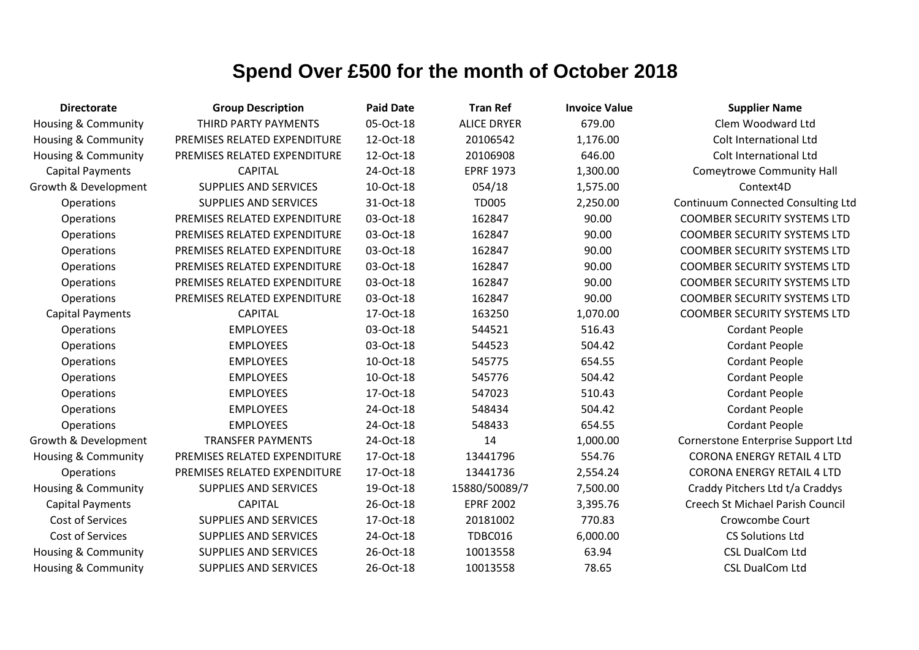# Spend Over £500 for the month of October 2018

| Directorate | Group Description | Paid Date | Tran Ref | Invoice Value | Supplier Name |
|---|---|---|---|---|---|
| Housing & Community | THIRD PARTY PAYMENTS | 05-Oct-18 | ALICE DRYER | 679.00 | Clem Woodward Ltd |
| Housing & Community | PREMISES RELATED EXPENDITURE | 12-Oct-18 | 20106542 | 1,176.00 | Colt International Ltd |
| Housing & Community | PREMISES RELATED EXPENDITURE | 12-Oct-18 | 20106908 | 646.00 | Colt International Ltd |
| Capital Payments | CAPITAL | 24-Oct-18 | EPRF 1973 | 1,300.00 | Comeytrowe Community Hall |
| Growth & Development | SUPPLIES AND SERVICES | 10-Oct-18 | 054/18 | 1,575.00 | Context4D |
| Operations | SUPPLIES AND SERVICES | 31-Oct-18 | TD005 | 2,250.00 | Continuum Connected Consulting Ltd |
| Operations | PREMISES RELATED EXPENDITURE | 03-Oct-18 | 162847 | 90.00 | COOMBER SECURITY SYSTEMS LTD |
| Operations | PREMISES RELATED EXPENDITURE | 03-Oct-18 | 162847 | 90.00 | COOMBER SECURITY SYSTEMS LTD |
| Operations | PREMISES RELATED EXPENDITURE | 03-Oct-18 | 162847 | 90.00 | COOMBER SECURITY SYSTEMS LTD |
| Operations | PREMISES RELATED EXPENDITURE | 03-Oct-18 | 162847 | 90.00 | COOMBER SECURITY SYSTEMS LTD |
| Operations | PREMISES RELATED EXPENDITURE | 03-Oct-18 | 162847 | 90.00 | COOMBER SECURITY SYSTEMS LTD |
| Operations | PREMISES RELATED EXPENDITURE | 03-Oct-18 | 162847 | 90.00 | COOMBER SECURITY SYSTEMS LTD |
| Capital Payments | CAPITAL | 17-Oct-18 | 163250 | 1,070.00 | COOMBER SECURITY SYSTEMS LTD |
| Operations | EMPLOYEES | 03-Oct-18 | 544521 | 516.43 | Cordant People |
| Operations | EMPLOYEES | 03-Oct-18 | 544523 | 504.42 | Cordant People |
| Operations | EMPLOYEES | 10-Oct-18 | 545775 | 654.55 | Cordant People |
| Operations | EMPLOYEES | 10-Oct-18 | 545776 | 504.42 | Cordant People |
| Operations | EMPLOYEES | 17-Oct-18 | 547023 | 510.43 | Cordant People |
| Operations | EMPLOYEES | 24-Oct-18 | 548434 | 504.42 | Cordant People |
| Operations | EMPLOYEES | 24-Oct-18 | 548433 | 654.55 | Cordant People |
| Growth & Development | TRANSFER PAYMENTS | 24-Oct-18 | 14 | 1,000.00 | Cornerstone Enterprise Support Ltd |
| Housing & Community | PREMISES RELATED EXPENDITURE | 17-Oct-18 | 13441796 | 554.76 | CORONA ENERGY RETAIL 4 LTD |
| Operations | PREMISES RELATED EXPENDITURE | 17-Oct-18 | 13441736 | 2,554.24 | CORONA ENERGY RETAIL 4 LTD |
| Housing & Community | SUPPLIES AND SERVICES | 19-Oct-18 | 15880/50089/7 | 7,500.00 | Craddy Pitchers Ltd t/a Craddys |
| Capital Payments | CAPITAL | 26-Oct-18 | EPRF 2002 | 3,395.76 | Creech St Michael Parish Council |
| Cost of Services | SUPPLIES AND SERVICES | 17-Oct-18 | 20181002 | 770.83 | Crowcombe Court |
| Cost of Services | SUPPLIES AND SERVICES | 24-Oct-18 | TDBC016 | 6,000.00 | CS Solutions Ltd |
| Housing & Community | SUPPLIES AND SERVICES | 26-Oct-18 | 10013558 | 63.94 | CSL DualCom Ltd |
| Housing & Community | SUPPLIES AND SERVICES | 26-Oct-18 | 10013558 | 78.65 | CSL DualCom Ltd |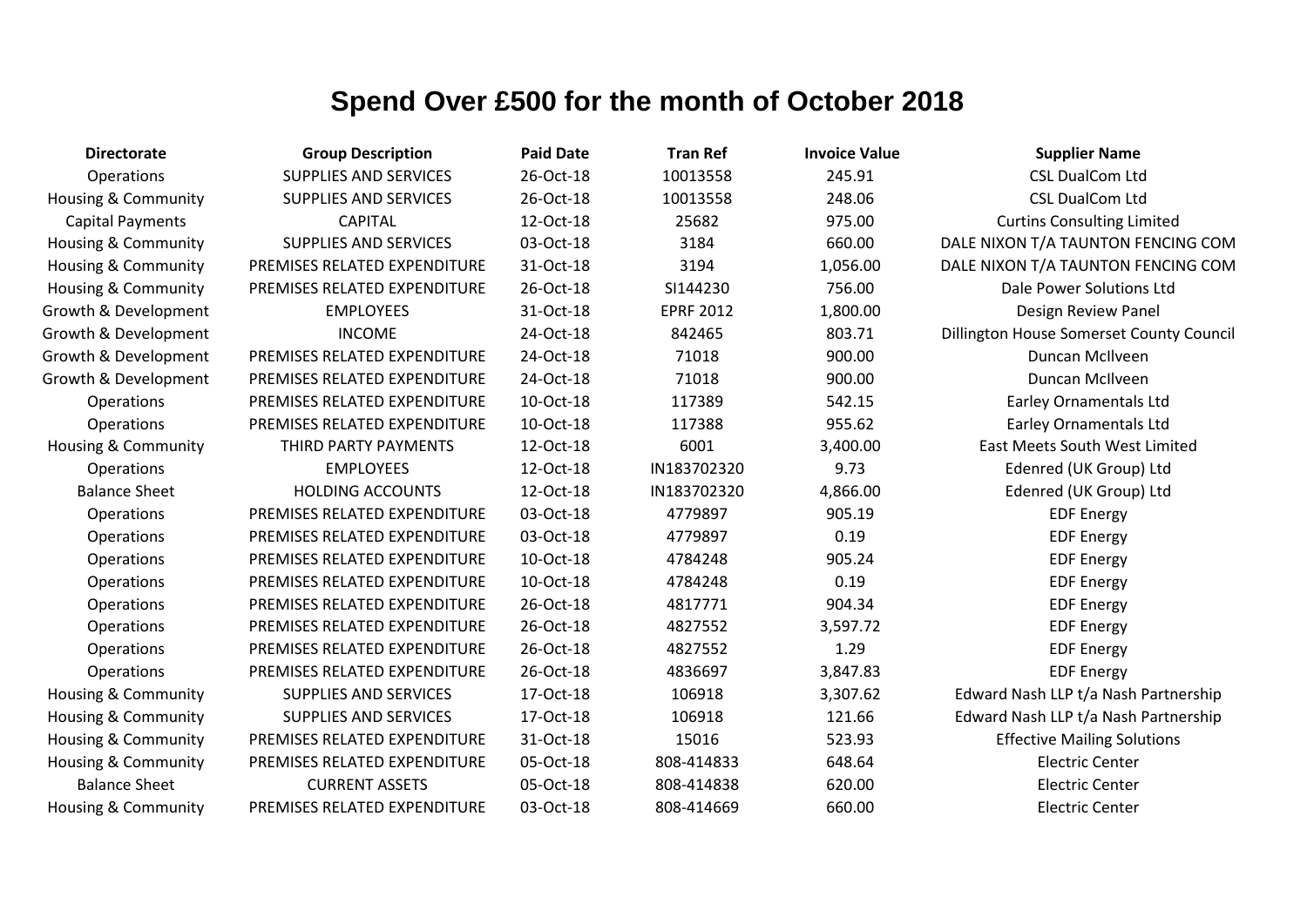# Spend Over £500 for the month of October 2018

| Directorate | Group Description | Paid Date | Tran Ref | Invoice Value | Supplier Name |
|---|---|---|---|---|---|
| Operations | SUPPLIES AND SERVICES | 26-Oct-18 | 10013558 | 245.91 | CSL DualCom Ltd |
| Housing & Community | SUPPLIES AND SERVICES | 26-Oct-18 | 10013558 | 248.06 | CSL DualCom Ltd |
| Capital Payments | CAPITAL | 12-Oct-18 | 25682 | 975.00 | Curtins Consulting Limited |
| Housing & Community | SUPPLIES AND SERVICES | 03-Oct-18 | 3184 | 660.00 | DALE NIXON T/A TAUNTON FENCING COM |
| Housing & Community | PREMISES RELATED EXPENDITURE | 31-Oct-18 | 3194 | 1,056.00 | DALE NIXON T/A TAUNTON FENCING COM |
| Housing & Community | PREMISES RELATED EXPENDITURE | 26-Oct-18 | SI144230 | 756.00 | Dale Power Solutions Ltd |
| Growth & Development | EMPLOYEES | 31-Oct-18 | EPRF 2012 | 1,800.00 | Design Review Panel |
| Growth & Development | INCOME | 24-Oct-18 | 842465 | 803.71 | Dillington House Somerset County Council |
| Growth & Development | PREMISES RELATED EXPENDITURE | 24-Oct-18 | 71018 | 900.00 | Duncan McIlveen |
| Growth & Development | PREMISES RELATED EXPENDITURE | 24-Oct-18 | 71018 | 900.00 | Duncan McIlveen |
| Operations | PREMISES RELATED EXPENDITURE | 10-Oct-18 | 117389 | 542.15 | Earley Ornamentals Ltd |
| Operations | PREMISES RELATED EXPENDITURE | 10-Oct-18 | 117388 | 955.62 | Earley Ornamentals Ltd |
| Housing & Community | THIRD PARTY PAYMENTS | 12-Oct-18 | 6001 | 3,400.00 | East Meets South West Limited |
| Operations | EMPLOYEES | 12-Oct-18 | IN183702320 | 9.73 | Edenred (UK Group) Ltd |
| Balance Sheet | HOLDING ACCOUNTS | 12-Oct-18 | IN183702320 | 4,866.00 | Edenred (UK Group) Ltd |
| Operations | PREMISES RELATED EXPENDITURE | 03-Oct-18 | 4779897 | 905.19 | EDF Energy |
| Operations | PREMISES RELATED EXPENDITURE | 03-Oct-18 | 4779897 | 0.19 | EDF Energy |
| Operations | PREMISES RELATED EXPENDITURE | 10-Oct-18 | 4784248 | 905.24 | EDF Energy |
| Operations | PREMISES RELATED EXPENDITURE | 10-Oct-18 | 4784248 | 0.19 | EDF Energy |
| Operations | PREMISES RELATED EXPENDITURE | 26-Oct-18 | 4817771 | 904.34 | EDF Energy |
| Operations | PREMISES RELATED EXPENDITURE | 26-Oct-18 | 4827552 | 3,597.72 | EDF Energy |
| Operations | PREMISES RELATED EXPENDITURE | 26-Oct-18 | 4827552 | 1.29 | EDF Energy |
| Operations | PREMISES RELATED EXPENDITURE | 26-Oct-18 | 4836697 | 3,847.83 | EDF Energy |
| Housing & Community | SUPPLIES AND SERVICES | 17-Oct-18 | 106918 | 3,307.62 | Edward Nash LLP t/a Nash Partnership |
| Housing & Community | SUPPLIES AND SERVICES | 17-Oct-18 | 106918 | 121.66 | Edward Nash LLP t/a Nash Partnership |
| Housing & Community | PREMISES RELATED EXPENDITURE | 31-Oct-18 | 15016 | 523.93 | Effective Mailing Solutions |
| Housing & Community | PREMISES RELATED EXPENDITURE | 05-Oct-18 | 808-414833 | 648.64 | Electric Center |
| Balance Sheet | CURRENT ASSETS | 05-Oct-18 | 808-414838 | 620.00 | Electric Center |
| Housing & Community | PREMISES RELATED EXPENDITURE | 03-Oct-18 | 808-414669 | 660.00 | Electric Center |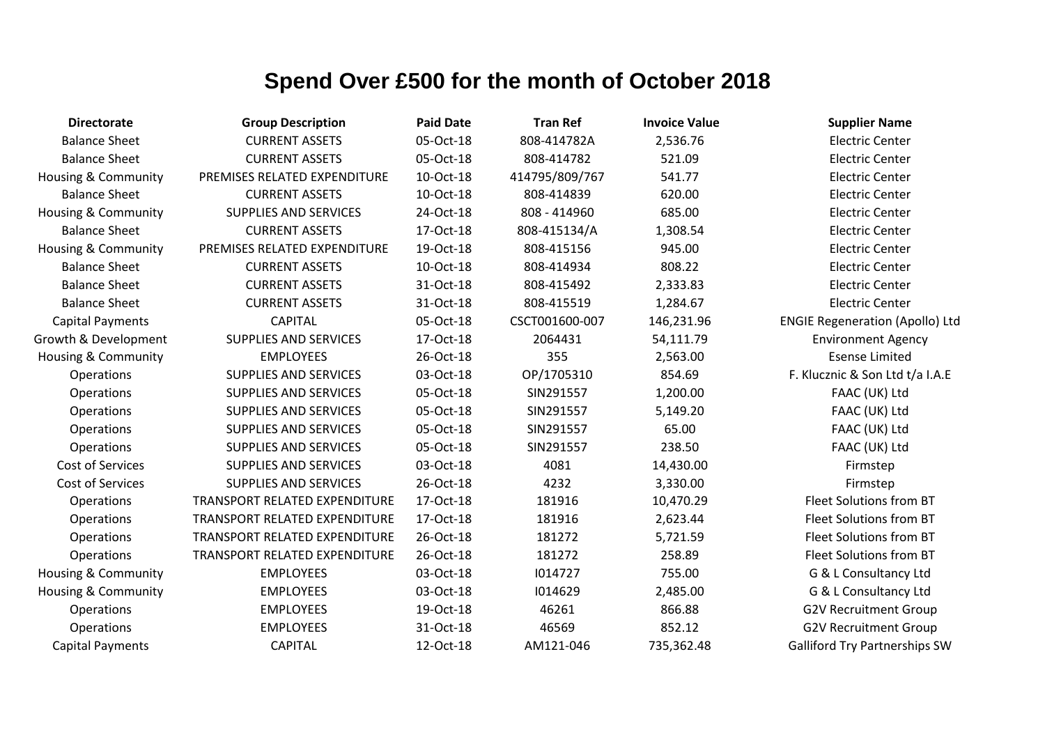# Spend Over £500 for the month of October 2018

| Directorate | Group Description | Paid Date | Tran Ref | Invoice Value | Supplier Name |
|---|---|---|---|---|---|
| Balance Sheet | CURRENT ASSETS | 05-Oct-18 | 808-414782A | 2,536.76 | Electric Center |
| Balance Sheet | CURRENT ASSETS | 05-Oct-18 | 808-414782 | 521.09 | Electric Center |
| Housing & Community | PREMISES RELATED EXPENDITURE | 10-Oct-18 | 414795/809/767 | 541.77 | Electric Center |
| Balance Sheet | CURRENT ASSETS | 10-Oct-18 | 808-414839 | 620.00 | Electric Center |
| Housing & Community | SUPPLIES AND SERVICES | 24-Oct-18 | 808 - 414960 | 685.00 | Electric Center |
| Balance Sheet | CURRENT ASSETS | 17-Oct-18 | 808-415134/A | 1,308.54 | Electric Center |
| Housing & Community | PREMISES RELATED EXPENDITURE | 19-Oct-18 | 808-415156 | 945.00 | Electric Center |
| Balance Sheet | CURRENT ASSETS | 10-Oct-18 | 808-414934 | 808.22 | Electric Center |
| Balance Sheet | CURRENT ASSETS | 31-Oct-18 | 808-415492 | 2,333.83 | Electric Center |
| Balance Sheet | CURRENT ASSETS | 31-Oct-18 | 808-415519 | 1,284.67 | Electric Center |
| Capital Payments | CAPITAL | 05-Oct-18 | CSCT001600-007 | 146,231.96 | ENGIE Regeneration (Apollo) Ltd |
| Growth & Development | SUPPLIES AND SERVICES | 17-Oct-18 | 2064431 | 54,111.79 | Environment Agency |
| Housing & Community | EMPLOYEES | 26-Oct-18 | 355 | 2,563.00 | Esense Limited |
| Operations | SUPPLIES AND SERVICES | 03-Oct-18 | OP/1705310 | 854.69 | F. Klucznic & Son Ltd t/a I.A.E |
| Operations | SUPPLIES AND SERVICES | 05-Oct-18 | SIN291557 | 1,200.00 | FAAC (UK) Ltd |
| Operations | SUPPLIES AND SERVICES | 05-Oct-18 | SIN291557 | 5,149.20 | FAAC (UK) Ltd |
| Operations | SUPPLIES AND SERVICES | 05-Oct-18 | SIN291557 | 65.00 | FAAC (UK) Ltd |
| Operations | SUPPLIES AND SERVICES | 05-Oct-18 | SIN291557 | 238.50 | FAAC (UK) Ltd |
| Cost of Services | SUPPLIES AND SERVICES | 03-Oct-18 | 4081 | 14,430.00 | Firmstep |
| Cost of Services | SUPPLIES AND SERVICES | 26-Oct-18 | 4232 | 3,330.00 | Firmstep |
| Operations | TRANSPORT RELATED EXPENDITURE | 17-Oct-18 | 181916 | 10,470.29 | Fleet Solutions from BT |
| Operations | TRANSPORT RELATED EXPENDITURE | 17-Oct-18 | 181916 | 2,623.44 | Fleet Solutions from BT |
| Operations | TRANSPORT RELATED EXPENDITURE | 26-Oct-18 | 181272 | 5,721.59 | Fleet Solutions from BT |
| Operations | TRANSPORT RELATED EXPENDITURE | 26-Oct-18 | 181272 | 258.89 | Fleet Solutions from BT |
| Housing & Community | EMPLOYEES | 03-Oct-18 | I014727 | 755.00 | G & L Consultancy Ltd |
| Housing & Community | EMPLOYEES | 03-Oct-18 | I014629 | 2,485.00 | G & L Consultancy Ltd |
| Operations | EMPLOYEES | 19-Oct-18 | 46261 | 866.88 | G2V Recruitment Group |
| Operations | EMPLOYEES | 31-Oct-18 | 46569 | 852.12 | G2V Recruitment Group |
| Capital Payments | CAPITAL | 12-Oct-18 | AM121-046 | 735,362.48 | Galliford Try Partnerships SW |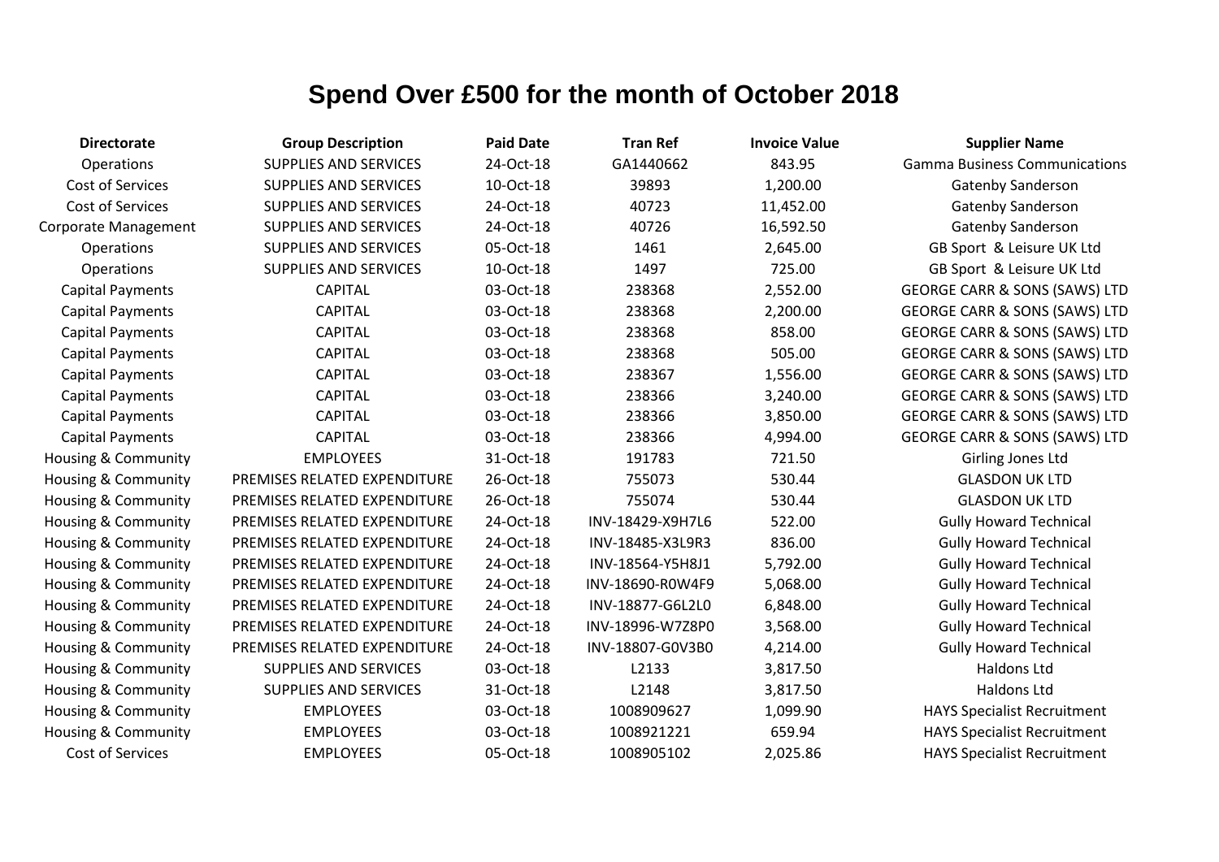# Spend Over £500 for the month of October 2018

| Directorate | Group Description | Paid Date | Tran Ref | Invoice Value | Supplier Name |
|---|---|---|---|---|---|
| Operations | SUPPLIES AND SERVICES | 24-Oct-18 | GA1440662 | 843.95 | Gamma Business Communications |
| Cost of Services | SUPPLIES AND SERVICES | 10-Oct-18 | 39893 | 1,200.00 | Gatenby Sanderson |
| Cost of Services | SUPPLIES AND SERVICES | 24-Oct-18 | 40723 | 11,452.00 | Gatenby Sanderson |
| Corporate Management | SUPPLIES AND SERVICES | 24-Oct-18 | 40726 | 16,592.50 | Gatenby Sanderson |
| Operations | SUPPLIES AND SERVICES | 05-Oct-18 | 1461 | 2,645.00 | GB Sport  & Leisure UK Ltd |
| Operations | SUPPLIES AND SERVICES | 10-Oct-18 | 1497 | 725.00 | GB Sport  & Leisure UK Ltd |
| Capital Payments | CAPITAL | 03-Oct-18 | 238368 | 2,552.00 | GEORGE CARR & SONS (SAWS) LTD |
| Capital Payments | CAPITAL | 03-Oct-18 | 238368 | 2,200.00 | GEORGE CARR & SONS (SAWS) LTD |
| Capital Payments | CAPITAL | 03-Oct-18 | 238368 | 858.00 | GEORGE CARR & SONS (SAWS) LTD |
| Capital Payments | CAPITAL | 03-Oct-18 | 238368 | 505.00 | GEORGE CARR & SONS (SAWS) LTD |
| Capital Payments | CAPITAL | 03-Oct-18 | 238367 | 1,556.00 | GEORGE CARR & SONS (SAWS) LTD |
| Capital Payments | CAPITAL | 03-Oct-18 | 238366 | 3,240.00 | GEORGE CARR & SONS (SAWS) LTD |
| Capital Payments | CAPITAL | 03-Oct-18 | 238366 | 3,850.00 | GEORGE CARR & SONS (SAWS) LTD |
| Capital Payments | CAPITAL | 03-Oct-18 | 238366 | 4,994.00 | GEORGE CARR & SONS (SAWS) LTD |
| Housing & Community | EMPLOYEES | 31-Oct-18 | 191783 | 721.50 | Girling Jones Ltd |
| Housing & Community | PREMISES RELATED EXPENDITURE | 26-Oct-18 | 755073 | 530.44 | GLASDON UK LTD |
| Housing & Community | PREMISES RELATED EXPENDITURE | 26-Oct-18 | 755074 | 530.44 | GLASDON UK LTD |
| Housing & Community | PREMISES RELATED EXPENDITURE | 24-Oct-18 | INV-18429-X9H7L6 | 522.00 | Gully Howard Technical |
| Housing & Community | PREMISES RELATED EXPENDITURE | 24-Oct-18 | INV-18485-X3L9R3 | 836.00 | Gully Howard Technical |
| Housing & Community | PREMISES RELATED EXPENDITURE | 24-Oct-18 | INV-18564-Y5H8J1 | 5,792.00 | Gully Howard Technical |
| Housing & Community | PREMISES RELATED EXPENDITURE | 24-Oct-18 | INV-18690-R0W4F9 | 5,068.00 | Gully Howard Technical |
| Housing & Community | PREMISES RELATED EXPENDITURE | 24-Oct-18 | INV-18877-G6L2L0 | 6,848.00 | Gully Howard Technical |
| Housing & Community | PREMISES RELATED EXPENDITURE | 24-Oct-18 | INV-18996-W7Z8P0 | 3,568.00 | Gully Howard Technical |
| Housing & Community | PREMISES RELATED EXPENDITURE | 24-Oct-18 | INV-18807-G0V3B0 | 4,214.00 | Gully Howard Technical |
| Housing & Community | SUPPLIES AND SERVICES | 03-Oct-18 | L2133 | 3,817.50 | Haldons Ltd |
| Housing & Community | SUPPLIES AND SERVICES | 31-Oct-18 | L2148 | 3,817.50 | Haldons Ltd |
| Housing & Community | EMPLOYEES | 03-Oct-18 | 1008909627 | 1,099.90 | HAYS Specialist Recruitment |
| Housing & Community | EMPLOYEES | 03-Oct-18 | 1008921221 | 659.94 | HAYS Specialist Recruitment |
| Cost of Services | EMPLOYEES | 05-Oct-18 | 1008905102 | 2,025.86 | HAYS Specialist Recruitment |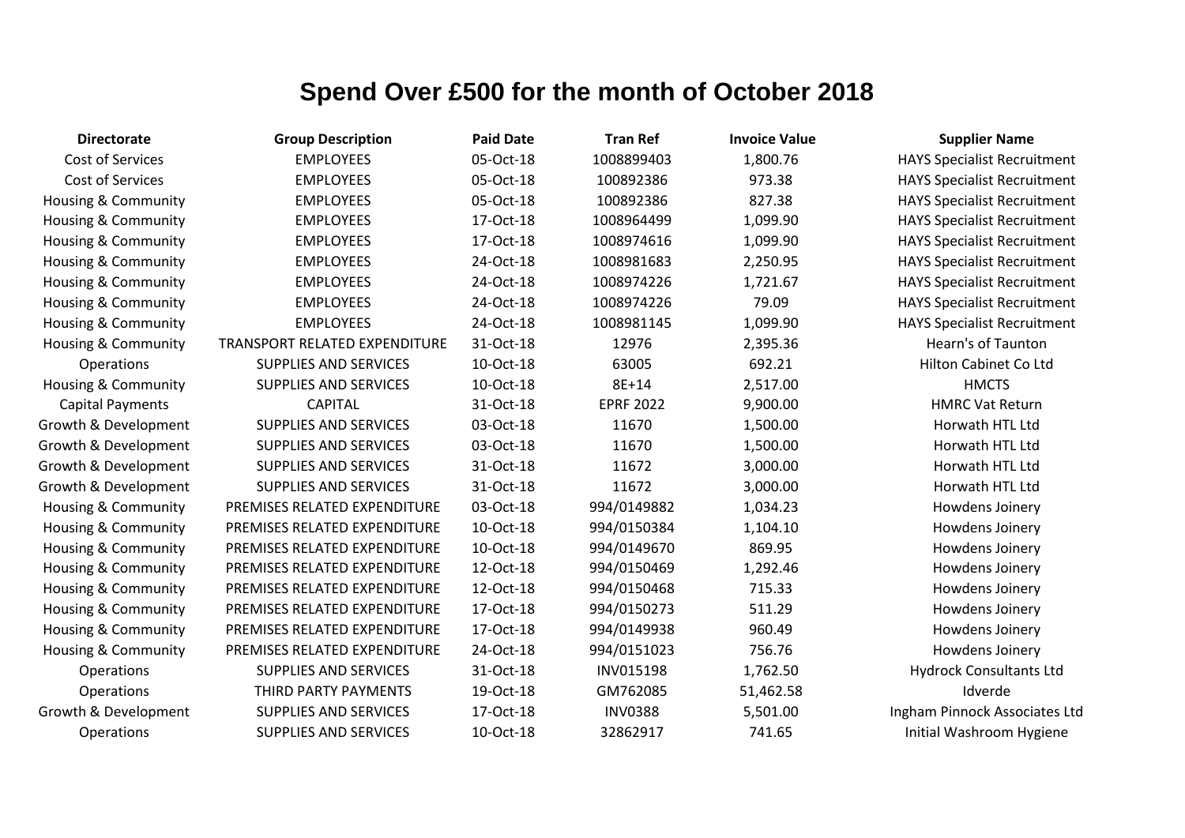# Spend Over £500 for the month of October 2018

| Directorate | Group Description | Paid Date | Tran Ref | Invoice Value | Supplier Name |
|---|---|---|---|---|---|
| Cost of Services | EMPLOYEES | 05-Oct-18 | 1008899403 | 1,800.76 | HAYS Specialist Recruitment |
| Cost of Services | EMPLOYEES | 05-Oct-18 | 100892386 | 973.38 | HAYS Specialist Recruitment |
| Housing & Community | EMPLOYEES | 05-Oct-18 | 100892386 | 827.38 | HAYS Specialist Recruitment |
| Housing & Community | EMPLOYEES | 17-Oct-18 | 1008964499 | 1,099.90 | HAYS Specialist Recruitment |
| Housing & Community | EMPLOYEES | 17-Oct-18 | 1008974616 | 1,099.90 | HAYS Specialist Recruitment |
| Housing & Community | EMPLOYEES | 24-Oct-18 | 1008981683 | 2,250.95 | HAYS Specialist Recruitment |
| Housing & Community | EMPLOYEES | 24-Oct-18 | 1008974226 | 1,721.67 | HAYS Specialist Recruitment |
| Housing & Community | EMPLOYEES | 24-Oct-18 | 1008974226 | 79.09 | HAYS Specialist Recruitment |
| Housing & Community | EMPLOYEES | 24-Oct-18 | 1008981145 | 1,099.90 | HAYS Specialist Recruitment |
| Housing & Community | TRANSPORT RELATED EXPENDITURE | 31-Oct-18 | 12976 | 2,395.36 | Hearn's of Taunton |
| Operations | SUPPLIES AND SERVICES | 10-Oct-18 | 63005 | 692.21 | Hilton Cabinet Co Ltd |
| Housing & Community | SUPPLIES AND SERVICES | 10-Oct-18 | 8E+14 | 2,517.00 | HMCTS |
| Capital Payments | CAPITAL | 31-Oct-18 | EPRF 2022 | 9,900.00 | HMRC Vat Return |
| Growth & Development | SUPPLIES AND SERVICES | 03-Oct-18 | 11670 | 1,500.00 | Horwath HTL Ltd |
| Growth & Development | SUPPLIES AND SERVICES | 03-Oct-18 | 11670 | 1,500.00 | Horwath HTL Ltd |
| Growth & Development | SUPPLIES AND SERVICES | 31-Oct-18 | 11672 | 3,000.00 | Horwath HTL Ltd |
| Growth & Development | SUPPLIES AND SERVICES | 31-Oct-18 | 11672 | 3,000.00 | Horwath HTL Ltd |
| Housing & Community | PREMISES RELATED EXPENDITURE | 03-Oct-18 | 994/0149882 | 1,034.23 | Howdens Joinery |
| Housing & Community | PREMISES RELATED EXPENDITURE | 10-Oct-18 | 994/0150384 | 1,104.10 | Howdens Joinery |
| Housing & Community | PREMISES RELATED EXPENDITURE | 10-Oct-18 | 994/0149670 | 869.95 | Howdens Joinery |
| Housing & Community | PREMISES RELATED EXPENDITURE | 12-Oct-18 | 994/0150469 | 1,292.46 | Howdens Joinery |
| Housing & Community | PREMISES RELATED EXPENDITURE | 12-Oct-18 | 994/0150468 | 715.33 | Howdens Joinery |
| Housing & Community | PREMISES RELATED EXPENDITURE | 17-Oct-18 | 994/0150273 | 511.29 | Howdens Joinery |
| Housing & Community | PREMISES RELATED EXPENDITURE | 17-Oct-18 | 994/0149938 | 960.49 | Howdens Joinery |
| Housing & Community | PREMISES RELATED EXPENDITURE | 24-Oct-18 | 994/0151023 | 756.76 | Howdens Joinery |
| Operations | SUPPLIES AND SERVICES | 31-Oct-18 | INV015198 | 1,762.50 | Hydrock Consultants Ltd |
| Operations | THIRD PARTY PAYMENTS | 19-Oct-18 | GM762085 | 51,462.58 | Idverde |
| Growth & Development | SUPPLIES AND SERVICES | 17-Oct-18 | INV0388 | 5,501.00 | Ingham Pinnock Associates Ltd |
| Operations | SUPPLIES AND SERVICES | 10-Oct-18 | 32862917 | 741.65 | Initial Washroom Hygiene |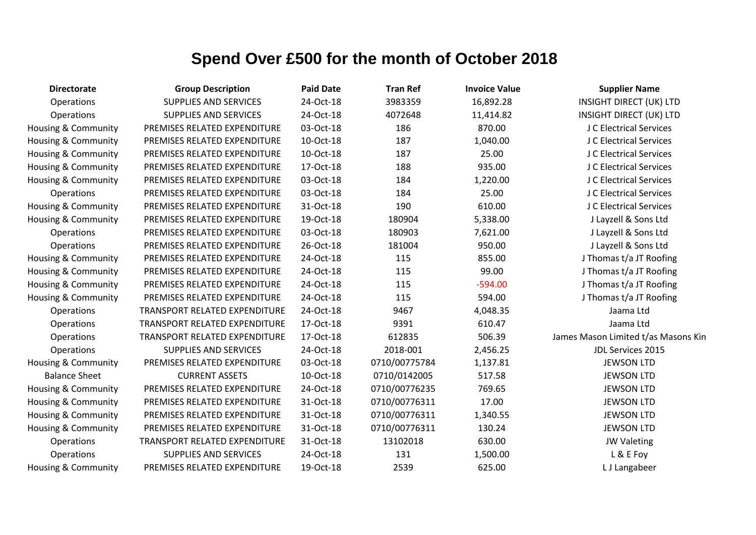# Spend Over £500 for the month of October 2018

| Directorate | Group Description | Paid Date | Tran Ref | Invoice Value | Supplier Name |
|---|---|---|---|---|---|
| Operations | SUPPLIES AND SERVICES | 24-Oct-18 | 3983359 | 16,892.28 | INSIGHT DIRECT (UK) LTD |
| Operations | SUPPLIES AND SERVICES | 24-Oct-18 | 4072648 | 11,414.82 | INSIGHT DIRECT (UK) LTD |
| Housing & Community | PREMISES RELATED EXPENDITURE | 03-Oct-18 | 186 | 870.00 | J C Electrical Services |
| Housing & Community | PREMISES RELATED EXPENDITURE | 10-Oct-18 | 187 | 1,040.00 | J C Electrical Services |
| Housing & Community | PREMISES RELATED EXPENDITURE | 10-Oct-18 | 187 | 25.00 | J C Electrical Services |
| Housing & Community | PREMISES RELATED EXPENDITURE | 17-Oct-18 | 188 | 935.00 | J C Electrical Services |
| Housing & Community | PREMISES RELATED EXPENDITURE | 03-Oct-18 | 184 | 1,220.00 | J C Electrical Services |
| Operations | PREMISES RELATED EXPENDITURE | 03-Oct-18 | 184 | 25.00 | J C Electrical Services |
| Housing & Community | PREMISES RELATED EXPENDITURE | 31-Oct-18 | 190 | 610.00 | J C Electrical Services |
| Housing & Community | PREMISES RELATED EXPENDITURE | 19-Oct-18 | 180904 | 5,338.00 | J Layzell & Sons Ltd |
| Operations | PREMISES RELATED EXPENDITURE | 03-Oct-18 | 180903 | 7,621.00 | J Layzell & Sons Ltd |
| Operations | PREMISES RELATED EXPENDITURE | 26-Oct-18 | 181004 | 950.00 | J Layzell & Sons Ltd |
| Housing & Community | PREMISES RELATED EXPENDITURE | 24-Oct-18 | 115 | 855.00 | J Thomas t/a JT Roofing |
| Housing & Community | PREMISES RELATED EXPENDITURE | 24-Oct-18 | 115 | 99.00 | J Thomas t/a JT Roofing |
| Housing & Community | PREMISES RELATED EXPENDITURE | 24-Oct-18 | 115 | -594.00 | J Thomas t/a JT Roofing |
| Housing & Community | PREMISES RELATED EXPENDITURE | 24-Oct-18 | 115 | 594.00 | J Thomas t/a JT Roofing |
| Operations | TRANSPORT RELATED EXPENDITURE | 24-Oct-18 | 9467 | 4,048.35 | Jaama Ltd |
| Operations | TRANSPORT RELATED EXPENDITURE | 17-Oct-18 | 9391 | 610.47 | Jaama Ltd |
| Operations | TRANSPORT RELATED EXPENDITURE | 17-Oct-18 | 612835 | 506.39 | James Mason Limited t/as Masons Kin |
| Operations | SUPPLIES AND SERVICES | 24-Oct-18 | 2018-001 | 2,456.25 | JDL Services 2015 |
| Housing & Community | PREMISES RELATED EXPENDITURE | 03-Oct-18 | 0710/00775784 | 1,137.81 | JEWSON LTD |
| Balance Sheet | CURRENT ASSETS | 10-Oct-18 | 0710/0142005 | 517.58 | JEWSON LTD |
| Housing & Community | PREMISES RELATED EXPENDITURE | 24-Oct-18 | 0710/00776235 | 769.65 | JEWSON LTD |
| Housing & Community | PREMISES RELATED EXPENDITURE | 31-Oct-18 | 0710/00776311 | 17.00 | JEWSON LTD |
| Housing & Community | PREMISES RELATED EXPENDITURE | 31-Oct-18 | 0710/00776311 | 1,340.55 | JEWSON LTD |
| Housing & Community | PREMISES RELATED EXPENDITURE | 31-Oct-18 | 0710/00776311 | 130.24 | JEWSON LTD |
| Operations | TRANSPORT RELATED EXPENDITURE | 31-Oct-18 | 13102018 | 630.00 | JW Valeting |
| Operations | SUPPLIES AND SERVICES | 24-Oct-18 | 131 | 1,500.00 | L & E Foy |
| Housing & Community | PREMISES RELATED EXPENDITURE | 19-Oct-18 | 2539 | 625.00 | L J Langabeer |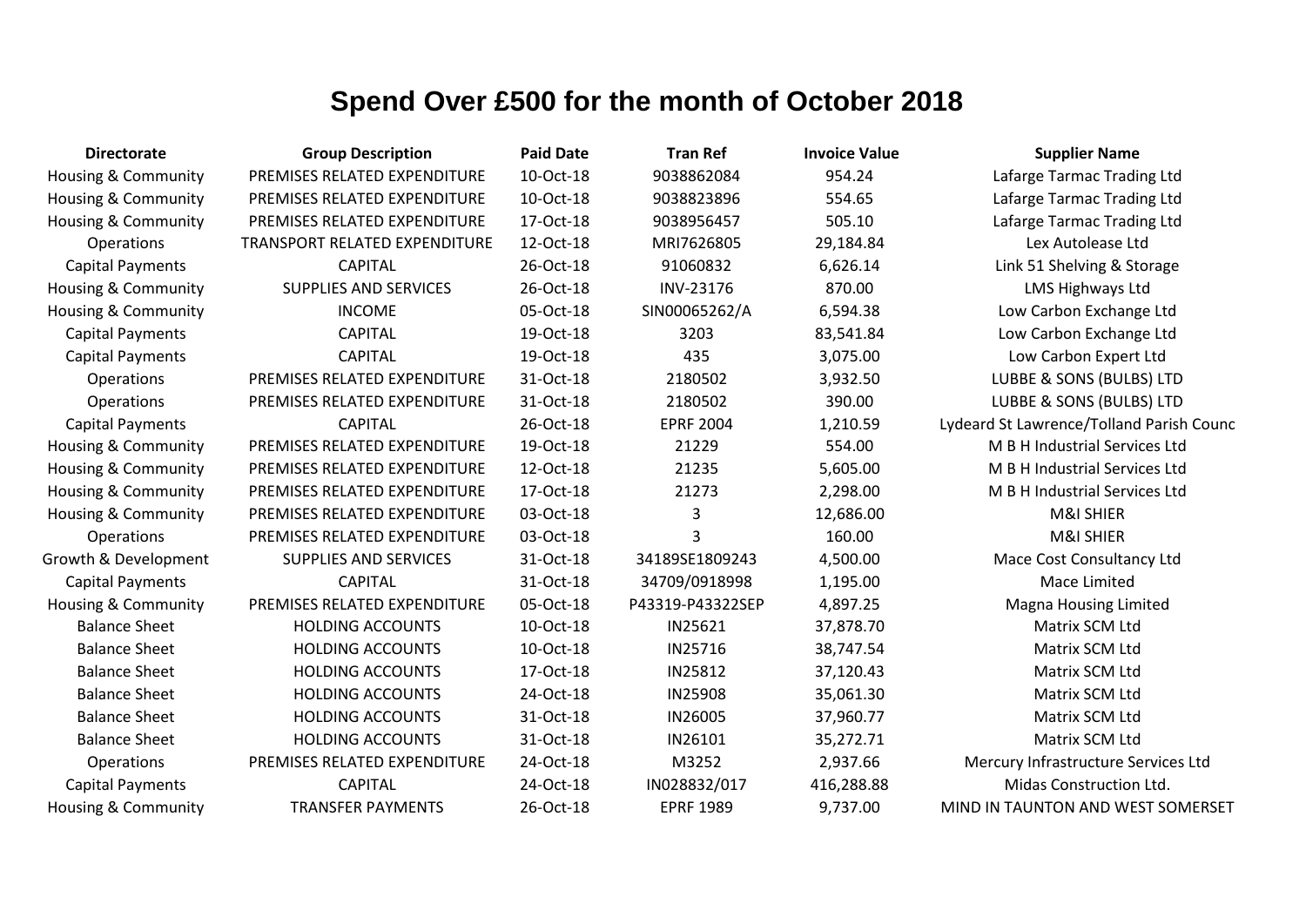# Spend Over £500 for the month of October 2018

| Directorate | Group Description | Paid Date | Tran Ref | Invoice Value | Supplier Name |
|---|---|---|---|---|---|
| Housing & Community | PREMISES RELATED EXPENDITURE | 10-Oct-18 | 9038862084 | 954.24 | Lafarge Tarmac Trading Ltd |
| Housing & Community | PREMISES RELATED EXPENDITURE | 10-Oct-18 | 9038823896 | 554.65 | Lafarge Tarmac Trading Ltd |
| Housing & Community | PREMISES RELATED EXPENDITURE | 17-Oct-18 | 9038956457 | 505.10 | Lafarge Tarmac Trading Ltd |
| Operations | TRANSPORT RELATED EXPENDITURE | 12-Oct-18 | MRI7626805 | 29,184.84 | Lex Autolease Ltd |
| Capital Payments | CAPITAL | 26-Oct-18 | 91060832 | 6,626.14 | Link 51 Shelving & Storage |
| Housing & Community | SUPPLIES AND SERVICES | 26-Oct-18 | INV-23176 | 870.00 | LMS Highways Ltd |
| Housing & Community | INCOME | 05-Oct-18 | SIN00065262/A | 6,594.38 | Low Carbon Exchange Ltd |
| Capital Payments | CAPITAL | 19-Oct-18 | 3203 | 83,541.84 | Low Carbon Exchange Ltd |
| Capital Payments | CAPITAL | 19-Oct-18 | 435 | 3,075.00 | Low Carbon Expert Ltd |
| Operations | PREMISES RELATED EXPENDITURE | 31-Oct-18 | 2180502 | 3,932.50 | LUBBE & SONS (BULBS) LTD |
| Operations | PREMISES RELATED EXPENDITURE | 31-Oct-18 | 2180502 | 390.00 | LUBBE & SONS (BULBS) LTD |
| Capital Payments | CAPITAL | 26-Oct-18 | EPRF 2004 | 1,210.59 | Lydeard St Lawrence/Tolland Parish Counc |
| Housing & Community | PREMISES RELATED EXPENDITURE | 19-Oct-18 | 21229 | 554.00 | M B H Industrial Services Ltd |
| Housing & Community | PREMISES RELATED EXPENDITURE | 12-Oct-18 | 21235 | 5,605.00 | M B H Industrial Services Ltd |
| Housing & Community | PREMISES RELATED EXPENDITURE | 17-Oct-18 | 21273 | 2,298.00 | M B H Industrial Services Ltd |
| Housing & Community | PREMISES RELATED EXPENDITURE | 03-Oct-18 | 3 | 12,686.00 | M&I SHIER |
| Operations | PREMISES RELATED EXPENDITURE | 03-Oct-18 | 3 | 160.00 | M&I SHIER |
| Growth & Development | SUPPLIES AND SERVICES | 31-Oct-18 | 34189SE1809243 | 4,500.00 | Mace Cost Consultancy Ltd |
| Capital Payments | CAPITAL | 31-Oct-18 | 34709/0918998 | 1,195.00 | Mace Limited |
| Housing & Community | PREMISES RELATED EXPENDITURE | 05-Oct-18 | P43319-P43322SEP | 4,897.25 | Magna Housing Limited |
| Balance Sheet | HOLDING ACCOUNTS | 10-Oct-18 | IN25621 | 37,878.70 | Matrix SCM Ltd |
| Balance Sheet | HOLDING ACCOUNTS | 10-Oct-18 | IN25716 | 38,747.54 | Matrix SCM Ltd |
| Balance Sheet | HOLDING ACCOUNTS | 17-Oct-18 | IN25812 | 37,120.43 | Matrix SCM Ltd |
| Balance Sheet | HOLDING ACCOUNTS | 24-Oct-18 | IN25908 | 35,061.30 | Matrix SCM Ltd |
| Balance Sheet | HOLDING ACCOUNTS | 31-Oct-18 | IN26005 | 37,960.77 | Matrix SCM Ltd |
| Balance Sheet | HOLDING ACCOUNTS | 31-Oct-18 | IN26101 | 35,272.71 | Matrix SCM Ltd |
| Operations | PREMISES RELATED EXPENDITURE | 24-Oct-18 | M3252 | 2,937.66 | Mercury Infrastructure Services Ltd |
| Capital Payments | CAPITAL | 24-Oct-18 | IN028832/017 | 416,288.88 | Midas Construction Ltd. |
| Housing & Community | TRANSFER PAYMENTS | 26-Oct-18 | EPRF 1989 | 9,737.00 | MIND IN TAUNTON AND WEST SOMERSET |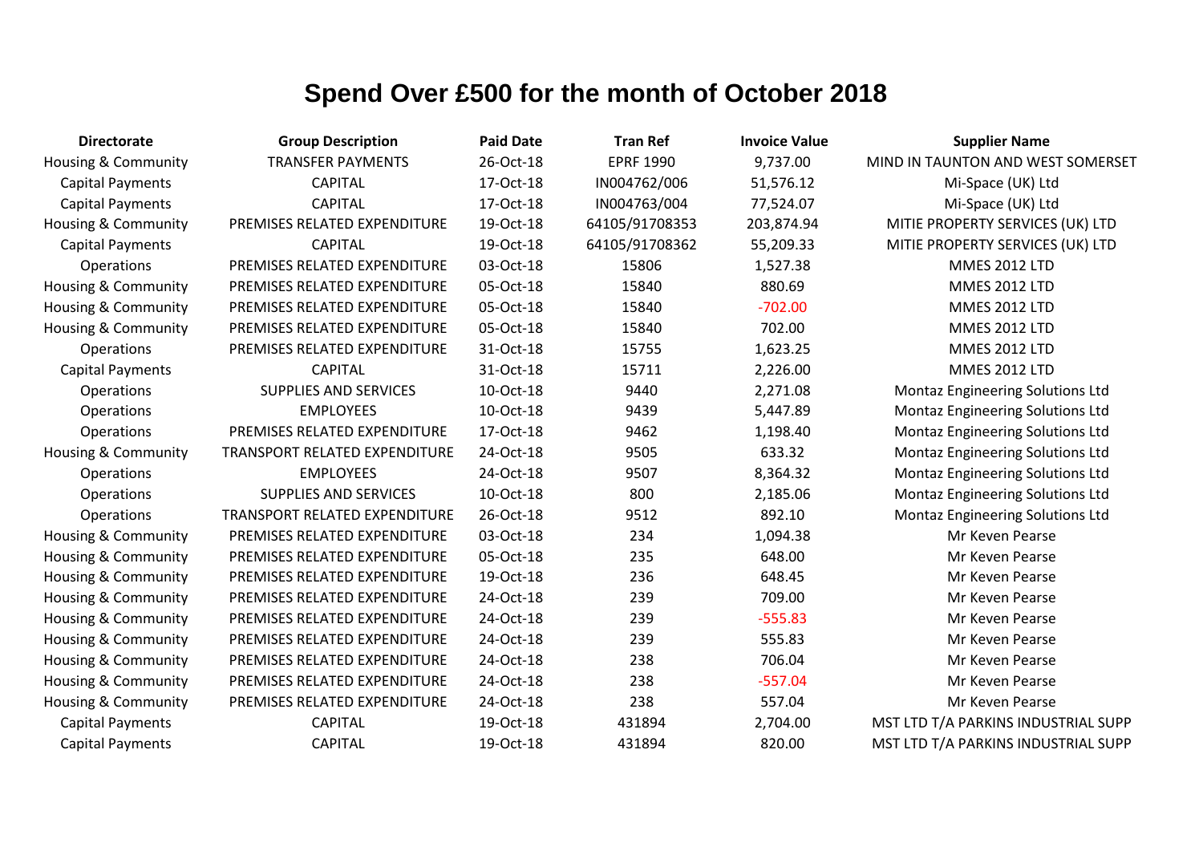# Spend Over £500 for the month of October 2018

| Directorate | Group Description | Paid Date | Tran Ref | Invoice Value | Supplier Name |
|---|---|---|---|---|---|
| Housing & Community | TRANSFER PAYMENTS | 26-Oct-18 | EPRF 1990 | 9,737.00 | MIND IN TAUNTON AND WEST SOMERSET |
| Capital Payments | CAPITAL | 17-Oct-18 | IN004762/006 | 51,576.12 | Mi-Space (UK) Ltd |
| Capital Payments | CAPITAL | 17-Oct-18 | IN004763/004 | 77,524.07 | Mi-Space (UK) Ltd |
| Housing & Community | PREMISES RELATED EXPENDITURE | 19-Oct-18 | 64105/91708353 | 203,874.94 | MITIE PROPERTY SERVICES (UK) LTD |
| Capital Payments | CAPITAL | 19-Oct-18 | 64105/91708362 | 55,209.33 | MITIE PROPERTY SERVICES (UK) LTD |
| Operations | PREMISES RELATED EXPENDITURE | 03-Oct-18 | 15806 | 1,527.38 | MMES 2012 LTD |
| Housing & Community | PREMISES RELATED EXPENDITURE | 05-Oct-18 | 15840 | 880.69 | MMES 2012 LTD |
| Housing & Community | PREMISES RELATED EXPENDITURE | 05-Oct-18 | 15840 | -702.00 | MMES 2012 LTD |
| Housing & Community | PREMISES RELATED EXPENDITURE | 05-Oct-18 | 15840 | 702.00 | MMES 2012 LTD |
| Operations | PREMISES RELATED EXPENDITURE | 31-Oct-18 | 15755 | 1,623.25 | MMES 2012 LTD |
| Capital Payments | CAPITAL | 31-Oct-18 | 15711 | 2,226.00 | MMES 2012 LTD |
| Operations | SUPPLIES AND SERVICES | 10-Oct-18 | 9440 | 2,271.08 | Montaz Engineering Solutions Ltd |
| Operations | EMPLOYEES | 10-Oct-18 | 9439 | 5,447.89 | Montaz Engineering Solutions Ltd |
| Operations | PREMISES RELATED EXPENDITURE | 17-Oct-18 | 9462 | 1,198.40 | Montaz Engineering Solutions Ltd |
| Housing & Community | TRANSPORT RELATED EXPENDITURE | 24-Oct-18 | 9505 | 633.32 | Montaz Engineering Solutions Ltd |
| Operations | EMPLOYEES | 24-Oct-18 | 9507 | 8,364.32 | Montaz Engineering Solutions Ltd |
| Operations | SUPPLIES AND SERVICES | 10-Oct-18 | 800 | 2,185.06 | Montaz Engineering Solutions Ltd |
| Operations | TRANSPORT RELATED EXPENDITURE | 26-Oct-18 | 9512 | 892.10 | Montaz Engineering Solutions Ltd |
| Housing & Community | PREMISES RELATED EXPENDITURE | 03-Oct-18 | 234 | 1,094.38 | Mr Keven Pearse |
| Housing & Community | PREMISES RELATED EXPENDITURE | 05-Oct-18 | 235 | 648.00 | Mr Keven Pearse |
| Housing & Community | PREMISES RELATED EXPENDITURE | 19-Oct-18 | 236 | 648.45 | Mr Keven Pearse |
| Housing & Community | PREMISES RELATED EXPENDITURE | 24-Oct-18 | 239 | 709.00 | Mr Keven Pearse |
| Housing & Community | PREMISES RELATED EXPENDITURE | 24-Oct-18 | 239 | -555.83 | Mr Keven Pearse |
| Housing & Community | PREMISES RELATED EXPENDITURE | 24-Oct-18 | 239 | 555.83 | Mr Keven Pearse |
| Housing & Community | PREMISES RELATED EXPENDITURE | 24-Oct-18 | 238 | 706.04 | Mr Keven Pearse |
| Housing & Community | PREMISES RELATED EXPENDITURE | 24-Oct-18 | 238 | -557.04 | Mr Keven Pearse |
| Housing & Community | PREMISES RELATED EXPENDITURE | 24-Oct-18 | 238 | 557.04 | Mr Keven Pearse |
| Capital Payments | CAPITAL | 19-Oct-18 | 431894 | 2,704.00 | MST LTD T/A PARKINS INDUSTRIAL SUPP |
| Capital Payments | CAPITAL | 19-Oct-18 | 431894 | 820.00 | MST LTD T/A PARKINS INDUSTRIAL SUPP |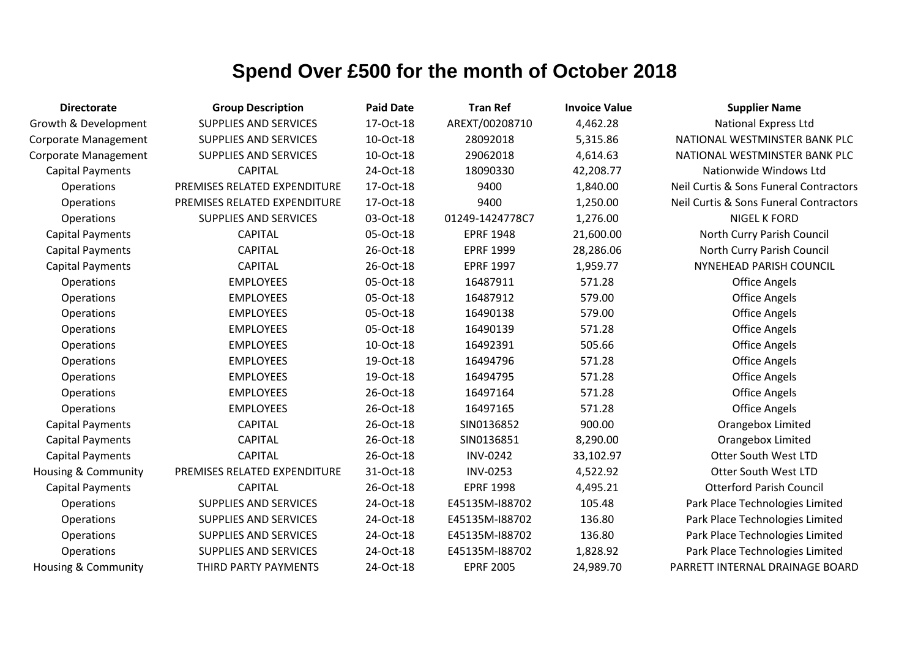# Spend Over £500 for the month of October 2018

| Directorate | Group Description | Paid Date | Tran Ref | Invoice Value | Supplier Name |
|---|---|---|---|---|---|
| Growth & Development | SUPPLIES AND SERVICES | 17-Oct-18 | AREXT/00208710 | 4,462.28 | National Express Ltd |
| Corporate Management | SUPPLIES AND SERVICES | 10-Oct-18 | 28092018 | 5,315.86 | NATIONAL WESTMINSTER BANK PLC |
| Corporate Management | SUPPLIES AND SERVICES | 10-Oct-18 | 29062018 | 4,614.63 | NATIONAL WESTMINSTER BANK PLC |
| Capital Payments | CAPITAL | 24-Oct-18 | 18090330 | 42,208.77 | Nationwide Windows Ltd |
| Operations | PREMISES RELATED EXPENDITURE | 17-Oct-18 | 9400 | 1,840.00 | Neil Curtis & Sons Funeral Contractors |
| Operations | PREMISES RELATED EXPENDITURE | 17-Oct-18 | 9400 | 1,250.00 | Neil Curtis & Sons Funeral Contractors |
| Operations | SUPPLIES AND SERVICES | 03-Oct-18 | 01249-1424778C7 | 1,276.00 | NIGEL K FORD |
| Capital Payments | CAPITAL | 05-Oct-18 | EPRF 1948 | 21,600.00 | North Curry Parish Council |
| Capital Payments | CAPITAL | 26-Oct-18 | EPRF 1999 | 28,286.06 | North Curry Parish Council |
| Capital Payments | CAPITAL | 26-Oct-18 | EPRF 1997 | 1,959.77 | NYNEHEAD PARISH COUNCIL |
| Operations | EMPLOYEES | 05-Oct-18 | 16487911 | 571.28 | Office Angels |
| Operations | EMPLOYEES | 05-Oct-18 | 16487912 | 579.00 | Office Angels |
| Operations | EMPLOYEES | 05-Oct-18 | 16490138 | 579.00 | Office Angels |
| Operations | EMPLOYEES | 05-Oct-18 | 16490139 | 571.28 | Office Angels |
| Operations | EMPLOYEES | 10-Oct-18 | 16492391 | 505.66 | Office Angels |
| Operations | EMPLOYEES | 19-Oct-18 | 16494796 | 571.28 | Office Angels |
| Operations | EMPLOYEES | 19-Oct-18 | 16494795 | 571.28 | Office Angels |
| Operations | EMPLOYEES | 26-Oct-18 | 16497164 | 571.28 | Office Angels |
| Operations | EMPLOYEES | 26-Oct-18 | 16497165 | 571.28 | Office Angels |
| Capital Payments | CAPITAL | 26-Oct-18 | SIN0136852 | 900.00 | Orangebox Limited |
| Capital Payments | CAPITAL | 26-Oct-18 | SIN0136851 | 8,290.00 | Orangebox Limited |
| Capital Payments | CAPITAL | 26-Oct-18 | INV-0242 | 33,102.97 | Otter South West LTD |
| Housing & Community | PREMISES RELATED EXPENDITURE | 31-Oct-18 | INV-0253 | 4,522.92 | Otter South West LTD |
| Capital Payments | CAPITAL | 26-Oct-18 | EPRF 1998 | 4,495.21 | Otterford Parish Council |
| Operations | SUPPLIES AND SERVICES | 24-Oct-18 | E45135M-I88702 | 105.48 | Park Place Technologies Limited |
| Operations | SUPPLIES AND SERVICES | 24-Oct-18 | E45135M-I88702 | 136.80 | Park Place Technologies Limited |
| Operations | SUPPLIES AND SERVICES | 24-Oct-18 | E45135M-I88702 | 136.80 | Park Place Technologies Limited |
| Operations | SUPPLIES AND SERVICES | 24-Oct-18 | E45135M-I88702 | 1,828.92 | Park Place Technologies Limited |
| Housing & Community | THIRD PARTY PAYMENTS | 24-Oct-18 | EPRF 2005 | 24,989.70 | PARRETT INTERNAL DRAINAGE BOARD |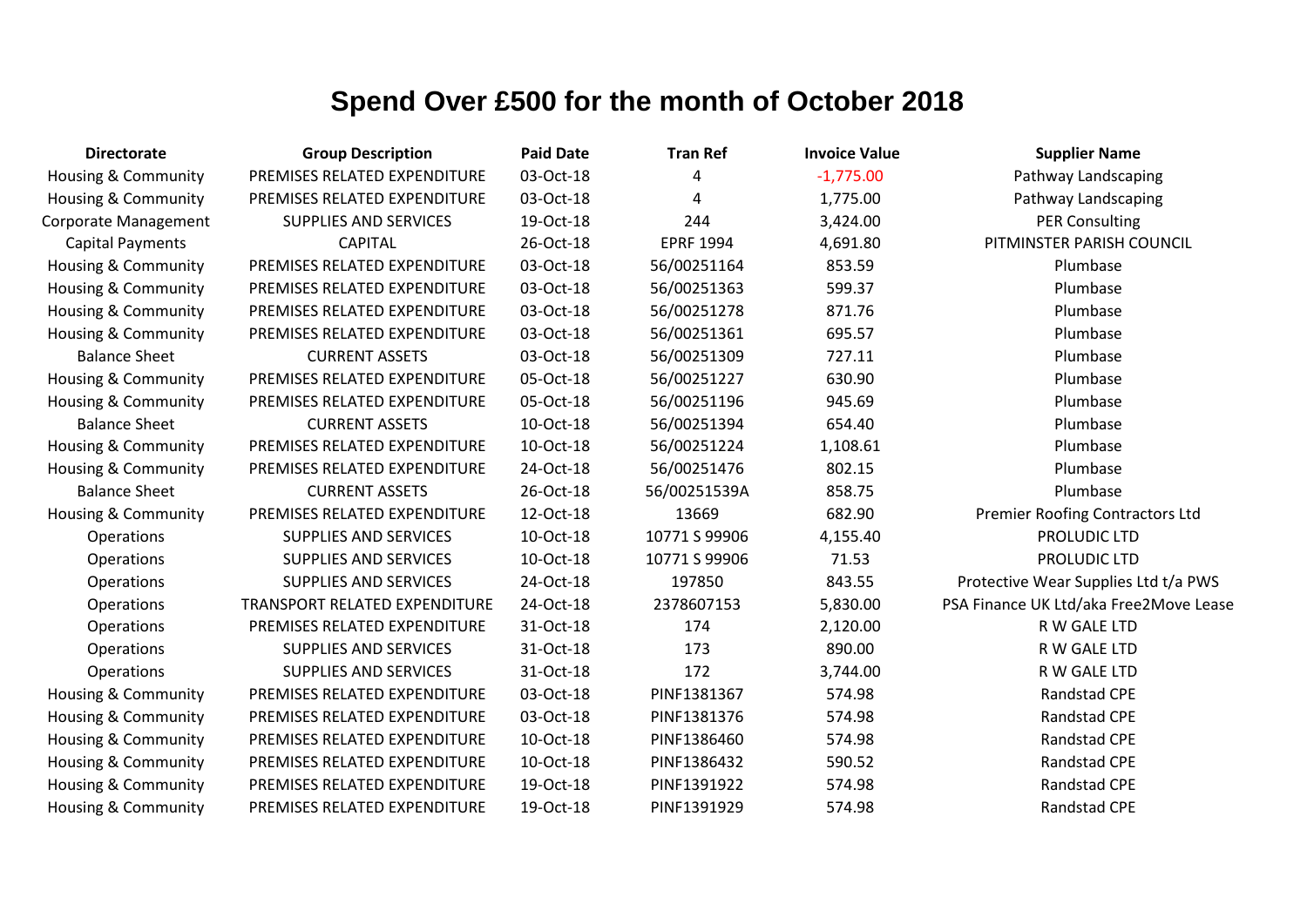# Spend Over £500 for the month of October 2018

| Directorate | Group Description | Paid Date | Tran Ref | Invoice Value | Supplier Name |
|---|---|---|---|---|---|
| Housing & Community | PREMISES RELATED EXPENDITURE | 03-Oct-18 | 4 | -1,775.00 | Pathway Landscaping |
| Housing & Community | PREMISES RELATED EXPENDITURE | 03-Oct-18 | 4 | 1,775.00 | Pathway Landscaping |
| Corporate Management | SUPPLIES AND SERVICES | 19-Oct-18 | 244 | 3,424.00 | PER Consulting |
| Capital Payments | CAPITAL | 26-Oct-18 | EPRF 1994 | 4,691.80 | PITMINSTER PARISH COUNCIL |
| Housing & Community | PREMISES RELATED EXPENDITURE | 03-Oct-18 | 56/00251164 | 853.59 | Plumbase |
| Housing & Community | PREMISES RELATED EXPENDITURE | 03-Oct-18 | 56/00251363 | 599.37 | Plumbase |
| Housing & Community | PREMISES RELATED EXPENDITURE | 03-Oct-18 | 56/00251278 | 871.76 | Plumbase |
| Housing & Community | PREMISES RELATED EXPENDITURE | 03-Oct-18 | 56/00251361 | 695.57 | Plumbase |
| Balance Sheet | CURRENT ASSETS | 03-Oct-18 | 56/00251309 | 727.11 | Plumbase |
| Housing & Community | PREMISES RELATED EXPENDITURE | 05-Oct-18 | 56/00251227 | 630.90 | Plumbase |
| Housing & Community | PREMISES RELATED EXPENDITURE | 05-Oct-18 | 56/00251196 | 945.69 | Plumbase |
| Balance Sheet | CURRENT ASSETS | 10-Oct-18 | 56/00251394 | 654.40 | Plumbase |
| Housing & Community | PREMISES RELATED EXPENDITURE | 10-Oct-18 | 56/00251224 | 1,108.61 | Plumbase |
| Housing & Community | PREMISES RELATED EXPENDITURE | 24-Oct-18 | 56/00251476 | 802.15 | Plumbase |
| Balance Sheet | CURRENT ASSETS | 26-Oct-18 | 56/00251539A | 858.75 | Plumbase |
| Housing & Community | PREMISES RELATED EXPENDITURE | 12-Oct-18 | 13669 | 682.90 | Premier Roofing Contractors Ltd |
| Operations | SUPPLIES AND SERVICES | 10-Oct-18 | 10771 S 99906 | 4,155.40 | PROLUDIC LTD |
| Operations | SUPPLIES AND SERVICES | 10-Oct-18 | 10771 S 99906 | 71.53 | PROLUDIC LTD |
| Operations | SUPPLIES AND SERVICES | 24-Oct-18 | 197850 | 843.55 | Protective Wear Supplies Ltd t/a PWS |
| Operations | TRANSPORT RELATED EXPENDITURE | 24-Oct-18 | 2378607153 | 5,830.00 | PSA Finance UK Ltd/aka Free2Move Lease |
| Operations | PREMISES RELATED EXPENDITURE | 31-Oct-18 | 174 | 2,120.00 | R W GALE LTD |
| Operations | SUPPLIES AND SERVICES | 31-Oct-18 | 173 | 890.00 | R W GALE LTD |
| Operations | SUPPLIES AND SERVICES | 31-Oct-18 | 172 | 3,744.00 | R W GALE LTD |
| Housing & Community | PREMISES RELATED EXPENDITURE | 03-Oct-18 | PINF1381367 | 574.98 | Randstad CPE |
| Housing & Community | PREMISES RELATED EXPENDITURE | 03-Oct-18 | PINF1381376 | 574.98 | Randstad CPE |
| Housing & Community | PREMISES RELATED EXPENDITURE | 10-Oct-18 | PINF1386460 | 574.98 | Randstad CPE |
| Housing & Community | PREMISES RELATED EXPENDITURE | 10-Oct-18 | PINF1386432 | 590.52 | Randstad CPE |
| Housing & Community | PREMISES RELATED EXPENDITURE | 19-Oct-18 | PINF1391922 | 574.98 | Randstad CPE |
| Housing & Community | PREMISES RELATED EXPENDITURE | 19-Oct-18 | PINF1391929 | 574.98 | Randstad CPE |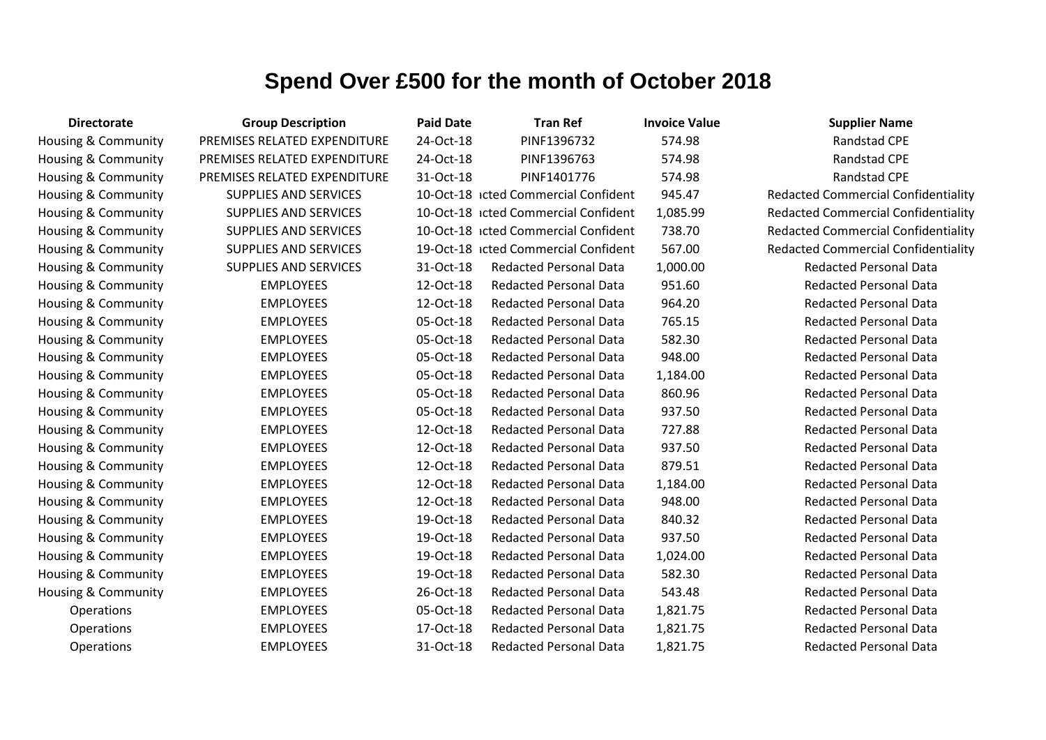# Spend Over £500 for the month of October 2018

| Directorate | Group Description | Paid Date | Tran Ref | Invoice Value | Supplier Name |
|---|---|---|---|---|---|
| Housing & Community | PREMISES RELATED EXPENDITURE | 24-Oct-18 | PINF1396732 | 574.98 | Randstad CPE |
| Housing & Community | PREMISES RELATED EXPENDITURE | 24-Oct-18 | PINF1396763 | 574.98 | Randstad CPE |
| Housing & Community | PREMISES RELATED EXPENDITURE | 31-Oct-18 | PINF1401776 | 574.98 | Randstad CPE |
| Housing & Community | SUPPLIES AND SERVICES | 10-Oct-18 | ıcted Commercial Confident | 945.47 | Redacted Commercial Confidentiality |
| Housing & Community | SUPPLIES AND SERVICES | 10-Oct-18 | ıcted Commercial Confident | 1,085.99 | Redacted Commercial Confidentiality |
| Housing & Community | SUPPLIES AND SERVICES | 10-Oct-18 | ıcted Commercial Confident | 738.70 | Redacted Commercial Confidentiality |
| Housing & Community | SUPPLIES AND SERVICES | 19-Oct-18 | ıcted Commercial Confident | 567.00 | Redacted Commercial Confidentiality |
| Housing & Community | SUPPLIES AND SERVICES | 31-Oct-18 | Redacted Personal Data | 1,000.00 | Redacted Personal Data |
| Housing & Community | EMPLOYEES | 12-Oct-18 | Redacted Personal Data | 951.60 | Redacted Personal Data |
| Housing & Community | EMPLOYEES | 12-Oct-18 | Redacted Personal Data | 964.20 | Redacted Personal Data |
| Housing & Community | EMPLOYEES | 05-Oct-18 | Redacted Personal Data | 765.15 | Redacted Personal Data |
| Housing & Community | EMPLOYEES | 05-Oct-18 | Redacted Personal Data | 582.30 | Redacted Personal Data |
| Housing & Community | EMPLOYEES | 05-Oct-18 | Redacted Personal Data | 948.00 | Redacted Personal Data |
| Housing & Community | EMPLOYEES | 05-Oct-18 | Redacted Personal Data | 1,184.00 | Redacted Personal Data |
| Housing & Community | EMPLOYEES | 05-Oct-18 | Redacted Personal Data | 860.96 | Redacted Personal Data |
| Housing & Community | EMPLOYEES | 05-Oct-18 | Redacted Personal Data | 937.50 | Redacted Personal Data |
| Housing & Community | EMPLOYEES | 12-Oct-18 | Redacted Personal Data | 727.88 | Redacted Personal Data |
| Housing & Community | EMPLOYEES | 12-Oct-18 | Redacted Personal Data | 937.50 | Redacted Personal Data |
| Housing & Community | EMPLOYEES | 12-Oct-18 | Redacted Personal Data | 879.51 | Redacted Personal Data |
| Housing & Community | EMPLOYEES | 12-Oct-18 | Redacted Personal Data | 1,184.00 | Redacted Personal Data |
| Housing & Community | EMPLOYEES | 12-Oct-18 | Redacted Personal Data | 948.00 | Redacted Personal Data |
| Housing & Community | EMPLOYEES | 19-Oct-18 | Redacted Personal Data | 840.32 | Redacted Personal Data |
| Housing & Community | EMPLOYEES | 19-Oct-18 | Redacted Personal Data | 937.50 | Redacted Personal Data |
| Housing & Community | EMPLOYEES | 19-Oct-18 | Redacted Personal Data | 1,024.00 | Redacted Personal Data |
| Housing & Community | EMPLOYEES | 19-Oct-18 | Redacted Personal Data | 582.30 | Redacted Personal Data |
| Housing & Community | EMPLOYEES | 26-Oct-18 | Redacted Personal Data | 543.48 | Redacted Personal Data |
| Operations | EMPLOYEES | 05-Oct-18 | Redacted Personal Data | 1,821.75 | Redacted Personal Data |
| Operations | EMPLOYEES | 17-Oct-18 | Redacted Personal Data | 1,821.75 | Redacted Personal Data |
| Operations | EMPLOYEES | 31-Oct-18 | Redacted Personal Data | 1,821.75 | Redacted Personal Data |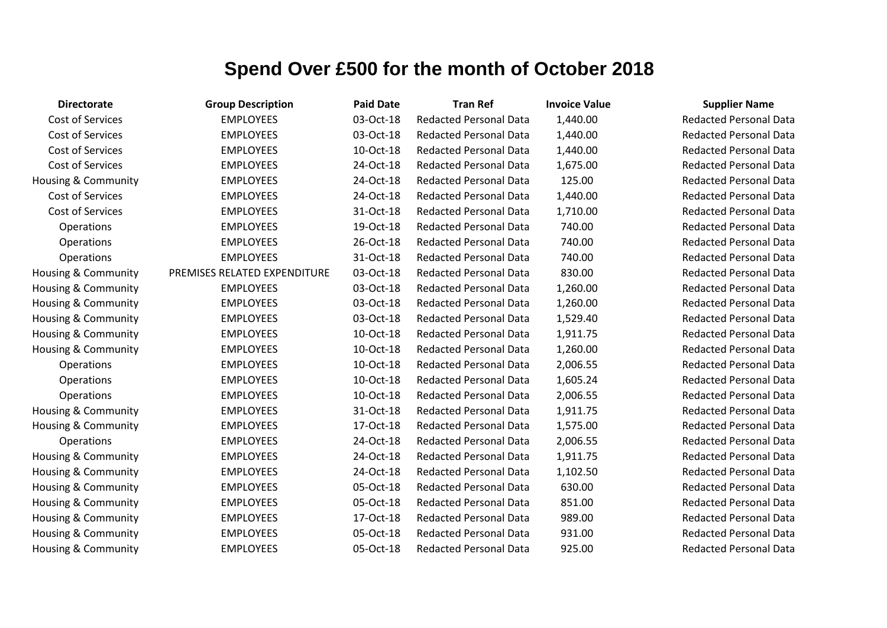# Spend Over £500 for the month of October 2018

| Directorate | Group Description | Paid Date | Tran Ref | Invoice Value | Supplier Name |
|---|---|---|---|---|---|
| Cost of Services | EMPLOYEES | 03-Oct-18 | Redacted Personal Data | 1,440.00 | Redacted Personal Data |
| Cost of Services | EMPLOYEES | 03-Oct-18 | Redacted Personal Data | 1,440.00 | Redacted Personal Data |
| Cost of Services | EMPLOYEES | 10-Oct-18 | Redacted Personal Data | 1,440.00 | Redacted Personal Data |
| Cost of Services | EMPLOYEES | 24-Oct-18 | Redacted Personal Data | 1,675.00 | Redacted Personal Data |
| Housing & Community | EMPLOYEES | 24-Oct-18 | Redacted Personal Data | 125.00 | Redacted Personal Data |
| Cost of Services | EMPLOYEES | 24-Oct-18 | Redacted Personal Data | 1,440.00 | Redacted Personal Data |
| Cost of Services | EMPLOYEES | 31-Oct-18 | Redacted Personal Data | 1,710.00 | Redacted Personal Data |
| Operations | EMPLOYEES | 19-Oct-18 | Redacted Personal Data | 740.00 | Redacted Personal Data |
| Operations | EMPLOYEES | 26-Oct-18 | Redacted Personal Data | 740.00 | Redacted Personal Data |
| Operations | EMPLOYEES | 31-Oct-18 | Redacted Personal Data | 740.00 | Redacted Personal Data |
| Housing & Community | PREMISES RELATED EXPENDITURE | 03-Oct-18 | Redacted Personal Data | 830.00 | Redacted Personal Data |
| Housing & Community | EMPLOYEES | 03-Oct-18 | Redacted Personal Data | 1,260.00 | Redacted Personal Data |
| Housing & Community | EMPLOYEES | 03-Oct-18 | Redacted Personal Data | 1,260.00 | Redacted Personal Data |
| Housing & Community | EMPLOYEES | 03-Oct-18 | Redacted Personal Data | 1,529.40 | Redacted Personal Data |
| Housing & Community | EMPLOYEES | 10-Oct-18 | Redacted Personal Data | 1,911.75 | Redacted Personal Data |
| Housing & Community | EMPLOYEES | 10-Oct-18 | Redacted Personal Data | 1,260.00 | Redacted Personal Data |
| Operations | EMPLOYEES | 10-Oct-18 | Redacted Personal Data | 2,006.55 | Redacted Personal Data |
| Operations | EMPLOYEES | 10-Oct-18 | Redacted Personal Data | 1,605.24 | Redacted Personal Data |
| Operations | EMPLOYEES | 10-Oct-18 | Redacted Personal Data | 2,006.55 | Redacted Personal Data |
| Housing & Community | EMPLOYEES | 31-Oct-18 | Redacted Personal Data | 1,911.75 | Redacted Personal Data |
| Housing & Community | EMPLOYEES | 17-Oct-18 | Redacted Personal Data | 1,575.00 | Redacted Personal Data |
| Operations | EMPLOYEES | 24-Oct-18 | Redacted Personal Data | 2,006.55 | Redacted Personal Data |
| Housing & Community | EMPLOYEES | 24-Oct-18 | Redacted Personal Data | 1,911.75 | Redacted Personal Data |
| Housing & Community | EMPLOYEES | 24-Oct-18 | Redacted Personal Data | 1,102.50 | Redacted Personal Data |
| Housing & Community | EMPLOYEES | 05-Oct-18 | Redacted Personal Data | 630.00 | Redacted Personal Data |
| Housing & Community | EMPLOYEES | 05-Oct-18 | Redacted Personal Data | 851.00 | Redacted Personal Data |
| Housing & Community | EMPLOYEES | 17-Oct-18 | Redacted Personal Data | 989.00 | Redacted Personal Data |
| Housing & Community | EMPLOYEES | 05-Oct-18 | Redacted Personal Data | 931.00 | Redacted Personal Data |
| Housing & Community | EMPLOYEES | 05-Oct-18 | Redacted Personal Data | 925.00 | Redacted Personal Data |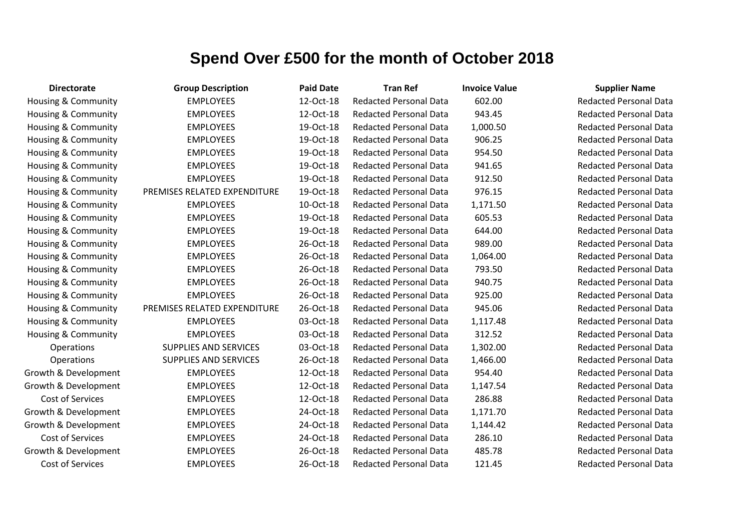# Spend Over £500 for the month of October 2018

| Directorate | Group Description | Paid Date | Tran Ref | Invoice Value | Supplier Name |
|---|---|---|---|---|---|
| Housing & Community | EMPLOYEES | 12-Oct-18 | Redacted Personal Data | 602.00 | Redacted Personal Data |
| Housing & Community | EMPLOYEES | 12-Oct-18 | Redacted Personal Data | 943.45 | Redacted Personal Data |
| Housing & Community | EMPLOYEES | 19-Oct-18 | Redacted Personal Data | 1,000.50 | Redacted Personal Data |
| Housing & Community | EMPLOYEES | 19-Oct-18 | Redacted Personal Data | 906.25 | Redacted Personal Data |
| Housing & Community | EMPLOYEES | 19-Oct-18 | Redacted Personal Data | 954.50 | Redacted Personal Data |
| Housing & Community | EMPLOYEES | 19-Oct-18 | Redacted Personal Data | 941.65 | Redacted Personal Data |
| Housing & Community | EMPLOYEES | 19-Oct-18 | Redacted Personal Data | 912.50 | Redacted Personal Data |
| Housing & Community | PREMISES RELATED EXPENDITURE | 19-Oct-18 | Redacted Personal Data | 976.15 | Redacted Personal Data |
| Housing & Community | EMPLOYEES | 10-Oct-18 | Redacted Personal Data | 1,171.50 | Redacted Personal Data |
| Housing & Community | EMPLOYEES | 19-Oct-18 | Redacted Personal Data | 605.53 | Redacted Personal Data |
| Housing & Community | EMPLOYEES | 19-Oct-18 | Redacted Personal Data | 644.00 | Redacted Personal Data |
| Housing & Community | EMPLOYEES | 26-Oct-18 | Redacted Personal Data | 989.00 | Redacted Personal Data |
| Housing & Community | EMPLOYEES | 26-Oct-18 | Redacted Personal Data | 1,064.00 | Redacted Personal Data |
| Housing & Community | EMPLOYEES | 26-Oct-18 | Redacted Personal Data | 793.50 | Redacted Personal Data |
| Housing & Community | EMPLOYEES | 26-Oct-18 | Redacted Personal Data | 940.75 | Redacted Personal Data |
| Housing & Community | EMPLOYEES | 26-Oct-18 | Redacted Personal Data | 925.00 | Redacted Personal Data |
| Housing & Community | PREMISES RELATED EXPENDITURE | 26-Oct-18 | Redacted Personal Data | 945.06 | Redacted Personal Data |
| Housing & Community | EMPLOYEES | 03-Oct-18 | Redacted Personal Data | 1,117.48 | Redacted Personal Data |
| Housing & Community | EMPLOYEES | 03-Oct-18 | Redacted Personal Data | 312.52 | Redacted Personal Data |
| Operations | SUPPLIES AND SERVICES | 03-Oct-18 | Redacted Personal Data | 1,302.00 | Redacted Personal Data |
| Operations | SUPPLIES AND SERVICES | 26-Oct-18 | Redacted Personal Data | 1,466.00 | Redacted Personal Data |
| Growth & Development | EMPLOYEES | 12-Oct-18 | Redacted Personal Data | 954.40 | Redacted Personal Data |
| Growth & Development | EMPLOYEES | 12-Oct-18 | Redacted Personal Data | 1,147.54 | Redacted Personal Data |
| Cost of Services | EMPLOYEES | 12-Oct-18 | Redacted Personal Data | 286.88 | Redacted Personal Data |
| Growth & Development | EMPLOYEES | 24-Oct-18 | Redacted Personal Data | 1,171.70 | Redacted Personal Data |
| Growth & Development | EMPLOYEES | 24-Oct-18 | Redacted Personal Data | 1,144.42 | Redacted Personal Data |
| Cost of Services | EMPLOYEES | 24-Oct-18 | Redacted Personal Data | 286.10 | Redacted Personal Data |
| Growth & Development | EMPLOYEES | 26-Oct-18 | Redacted Personal Data | 485.78 | Redacted Personal Data |
| Cost of Services | EMPLOYEES | 26-Oct-18 | Redacted Personal Data | 121.45 | Redacted Personal Data |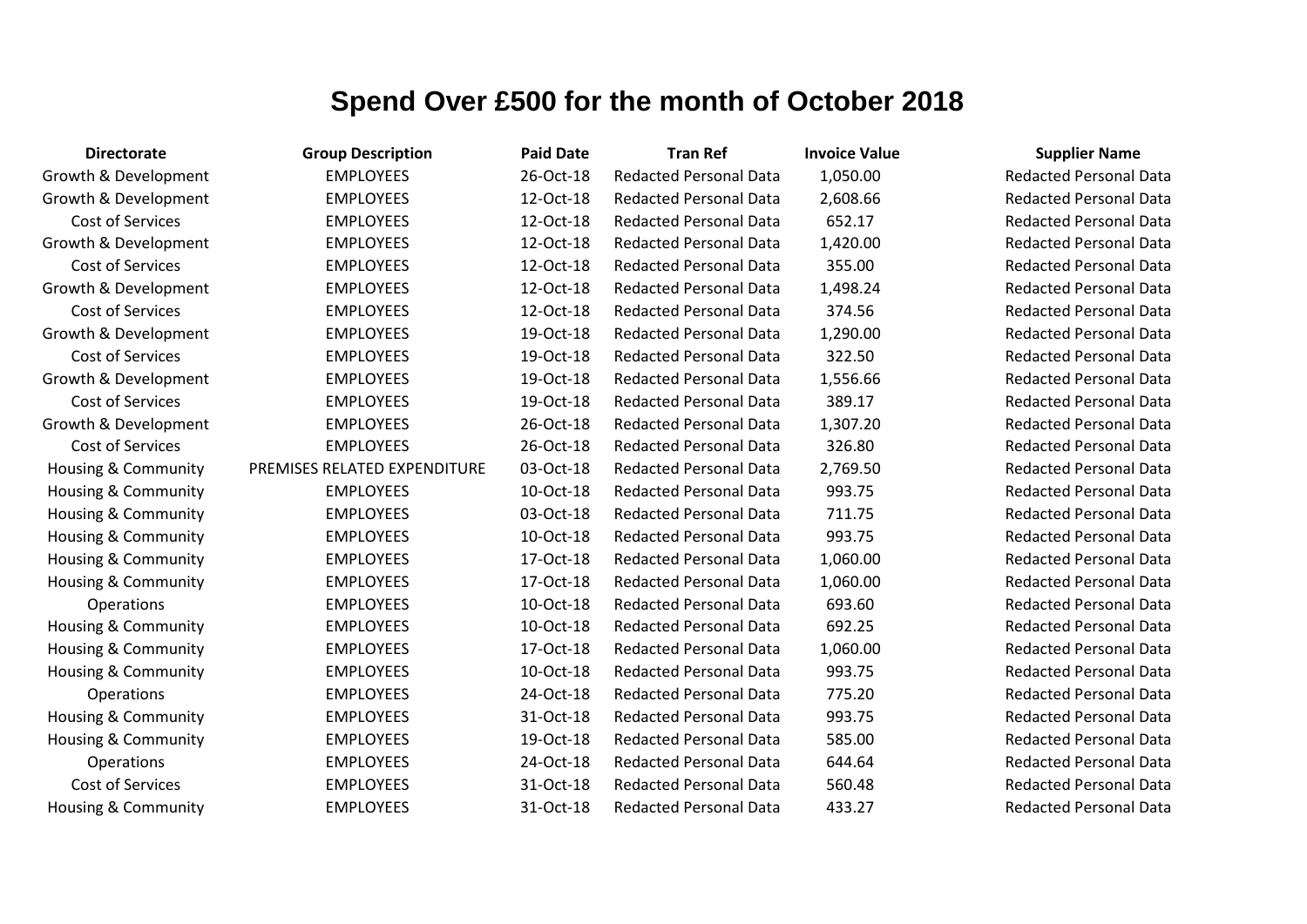# Spend Over £500 for the month of October 2018

| Directorate | Group Description | Paid Date | Tran Ref | Invoice Value | Supplier Name |
|---|---|---|---|---|---|
| Growth & Development | EMPLOYEES | 26-Oct-18 | Redacted Personal Data | 1,050.00 | Redacted Personal Data |
| Growth & Development | EMPLOYEES | 12-Oct-18 | Redacted Personal Data | 2,608.66 | Redacted Personal Data |
| Cost of Services | EMPLOYEES | 12-Oct-18 | Redacted Personal Data | 652.17 | Redacted Personal Data |
| Growth & Development | EMPLOYEES | 12-Oct-18 | Redacted Personal Data | 1,420.00 | Redacted Personal Data |
| Cost of Services | EMPLOYEES | 12-Oct-18 | Redacted Personal Data | 355.00 | Redacted Personal Data |
| Growth & Development | EMPLOYEES | 12-Oct-18 | Redacted Personal Data | 1,498.24 | Redacted Personal Data |
| Cost of Services | EMPLOYEES | 12-Oct-18 | Redacted Personal Data | 374.56 | Redacted Personal Data |
| Growth & Development | EMPLOYEES | 19-Oct-18 | Redacted Personal Data | 1,290.00 | Redacted Personal Data |
| Cost of Services | EMPLOYEES | 19-Oct-18 | Redacted Personal Data | 322.50 | Redacted Personal Data |
| Growth & Development | EMPLOYEES | 19-Oct-18 | Redacted Personal Data | 1,556.66 | Redacted Personal Data |
| Cost of Services | EMPLOYEES | 19-Oct-18 | Redacted Personal Data | 389.17 | Redacted Personal Data |
| Growth & Development | EMPLOYEES | 26-Oct-18 | Redacted Personal Data | 1,307.20 | Redacted Personal Data |
| Cost of Services | EMPLOYEES | 26-Oct-18 | Redacted Personal Data | 326.80 | Redacted Personal Data |
| Housing & Community | PREMISES RELATED EXPENDITURE | 03-Oct-18 | Redacted Personal Data | 2,769.50 | Redacted Personal Data |
| Housing & Community | EMPLOYEES | 10-Oct-18 | Redacted Personal Data | 993.75 | Redacted Personal Data |
| Housing & Community | EMPLOYEES | 03-Oct-18 | Redacted Personal Data | 711.75 | Redacted Personal Data |
| Housing & Community | EMPLOYEES | 10-Oct-18 | Redacted Personal Data | 993.75 | Redacted Personal Data |
| Housing & Community | EMPLOYEES | 17-Oct-18 | Redacted Personal Data | 1,060.00 | Redacted Personal Data |
| Housing & Community | EMPLOYEES | 17-Oct-18 | Redacted Personal Data | 1,060.00 | Redacted Personal Data |
| Operations | EMPLOYEES | 10-Oct-18 | Redacted Personal Data | 693.60 | Redacted Personal Data |
| Housing & Community | EMPLOYEES | 10-Oct-18 | Redacted Personal Data | 692.25 | Redacted Personal Data |
| Housing & Community | EMPLOYEES | 17-Oct-18 | Redacted Personal Data | 1,060.00 | Redacted Personal Data |
| Housing & Community | EMPLOYEES | 10-Oct-18 | Redacted Personal Data | 993.75 | Redacted Personal Data |
| Operations | EMPLOYEES | 24-Oct-18 | Redacted Personal Data | 775.20 | Redacted Personal Data |
| Housing & Community | EMPLOYEES | 31-Oct-18 | Redacted Personal Data | 993.75 | Redacted Personal Data |
| Housing & Community | EMPLOYEES | 19-Oct-18 | Redacted Personal Data | 585.00 | Redacted Personal Data |
| Operations | EMPLOYEES | 24-Oct-18 | Redacted Personal Data | 644.64 | Redacted Personal Data |
| Cost of Services | EMPLOYEES | 31-Oct-18 | Redacted Personal Data | 560.48 | Redacted Personal Data |
| Housing & Community | EMPLOYEES | 31-Oct-18 | Redacted Personal Data | 433.27 | Redacted Personal Data |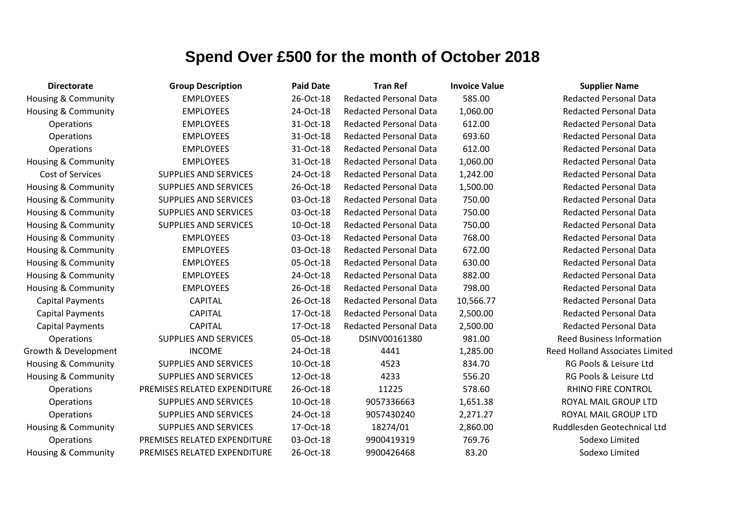# Spend Over £500 for the month of October 2018

| Directorate | Group Description | Paid Date | Tran Ref | Invoice Value | Supplier Name |
|---|---|---|---|---|---|
| Housing & Community | EMPLOYEES | 26-Oct-18 | Redacted Personal Data | 585.00 | Redacted Personal Data |
| Housing & Community | EMPLOYEES | 24-Oct-18 | Redacted Personal Data | 1,060.00 | Redacted Personal Data |
| Operations | EMPLOYEES | 31-Oct-18 | Redacted Personal Data | 612.00 | Redacted Personal Data |
| Operations | EMPLOYEES | 31-Oct-18 | Redacted Personal Data | 693.60 | Redacted Personal Data |
| Operations | EMPLOYEES | 31-Oct-18 | Redacted Personal Data | 612.00 | Redacted Personal Data |
| Housing & Community | EMPLOYEES | 31-Oct-18 | Redacted Personal Data | 1,060.00 | Redacted Personal Data |
| Cost of Services | SUPPLIES AND SERVICES | 24-Oct-18 | Redacted Personal Data | 1,242.00 | Redacted Personal Data |
| Housing & Community | SUPPLIES AND SERVICES | 26-Oct-18 | Redacted Personal Data | 1,500.00 | Redacted Personal Data |
| Housing & Community | SUPPLIES AND SERVICES | 03-Oct-18 | Redacted Personal Data | 750.00 | Redacted Personal Data |
| Housing & Community | SUPPLIES AND SERVICES | 03-Oct-18 | Redacted Personal Data | 750.00 | Redacted Personal Data |
| Housing & Community | SUPPLIES AND SERVICES | 10-Oct-18 | Redacted Personal Data | 750.00 | Redacted Personal Data |
| Housing & Community | EMPLOYEES | 03-Oct-18 | Redacted Personal Data | 768.00 | Redacted Personal Data |
| Housing & Community | EMPLOYEES | 03-Oct-18 | Redacted Personal Data | 672.00 | Redacted Personal Data |
| Housing & Community | EMPLOYEES | 05-Oct-18 | Redacted Personal Data | 630.00 | Redacted Personal Data |
| Housing & Community | EMPLOYEES | 24-Oct-18 | Redacted Personal Data | 882.00 | Redacted Personal Data |
| Housing & Community | EMPLOYEES | 26-Oct-18 | Redacted Personal Data | 798.00 | Redacted Personal Data |
| Capital Payments | CAPITAL | 26-Oct-18 | Redacted Personal Data | 10,566.77 | Redacted Personal Data |
| Capital Payments | CAPITAL | 17-Oct-18 | Redacted Personal Data | 2,500.00 | Redacted Personal Data |
| Capital Payments | CAPITAL | 17-Oct-18 | Redacted Personal Data | 2,500.00 | Redacted Personal Data |
| Operations | SUPPLIES AND SERVICES | 05-Oct-18 | DSINV00161380 | 981.00 | Reed Business Information |
| Growth & Development | INCOME | 24-Oct-18 | 4441 | 1,285.00 | Reed Holland Associates Limited |
| Housing & Community | SUPPLIES AND SERVICES | 10-Oct-18 | 4523 | 834.70 | RG Pools & Leisure Ltd |
| Housing & Community | SUPPLIES AND SERVICES | 12-Oct-18 | 4233 | 556.20 | RG Pools & Leisure Ltd |
| Operations | PREMISES RELATED EXPENDITURE | 26-Oct-18 | 11225 | 578.60 | RHINO FIRE CONTROL |
| Operations | SUPPLIES AND SERVICES | 10-Oct-18 | 9057336663 | 1,651.38 | ROYAL MAIL GROUP LTD |
| Operations | SUPPLIES AND SERVICES | 24-Oct-18 | 9057430240 | 2,271.27 | ROYAL MAIL GROUP LTD |
| Housing & Community | SUPPLIES AND SERVICES | 17-Oct-18 | 18274/01 | 2,860.00 | Ruddlesden Geotechnical Ltd |
| Operations | PREMISES RELATED EXPENDITURE | 03-Oct-18 | 9900419319 | 769.76 | Sodexo Limited |
| Housing & Community | PREMISES RELATED EXPENDITURE | 26-Oct-18 | 9900426468 | 83.20 | Sodexo Limited |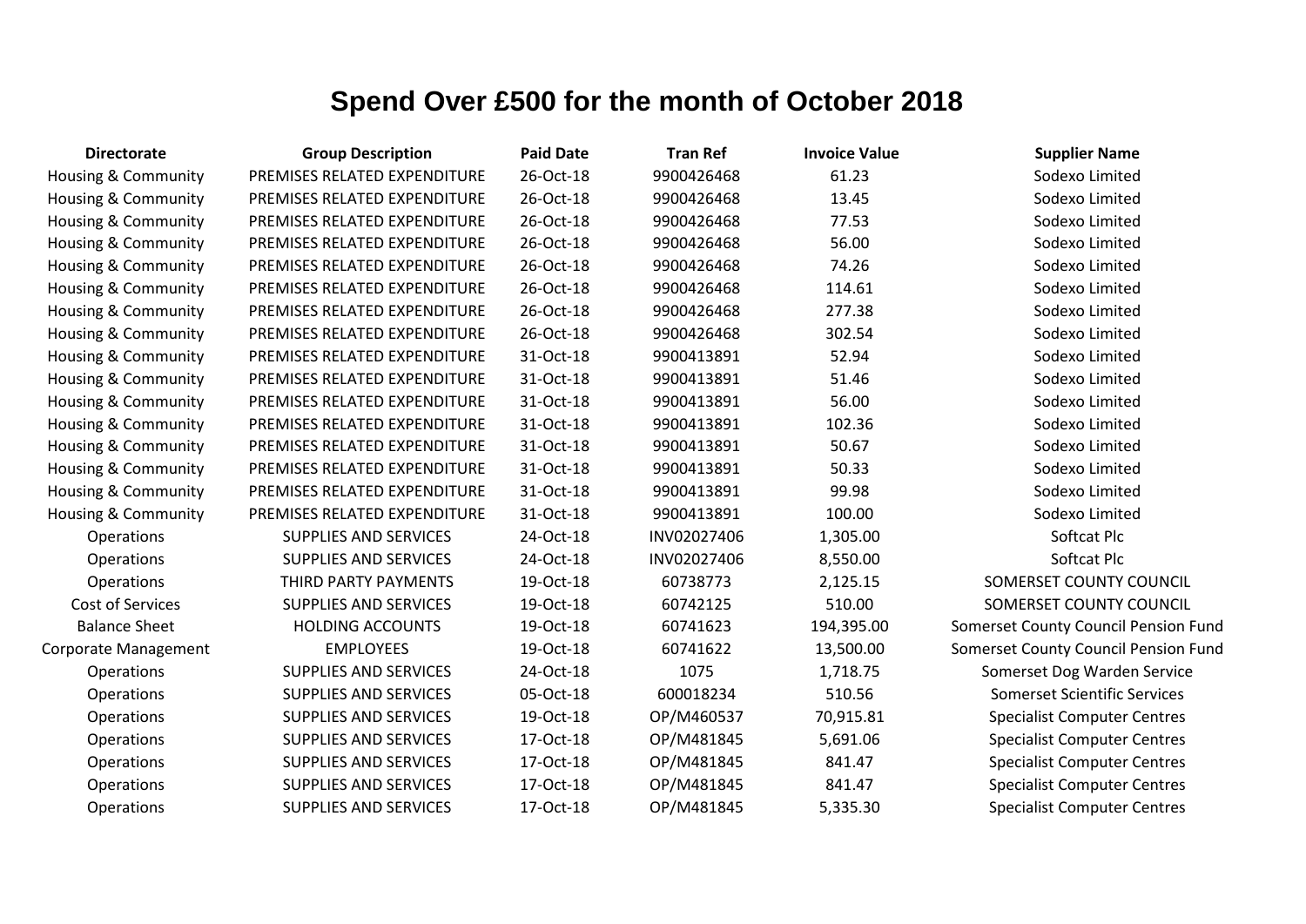# Spend Over £500 for the month of October 2018

| Directorate | Group Description | Paid Date | Tran Ref | Invoice Value | Supplier Name |
|---|---|---|---|---|---|
| Housing & Community | PREMISES RELATED EXPENDITURE | 26-Oct-18 | 9900426468 | 61.23 | Sodexo Limited |
| Housing & Community | PREMISES RELATED EXPENDITURE | 26-Oct-18 | 9900426468 | 13.45 | Sodexo Limited |
| Housing & Community | PREMISES RELATED EXPENDITURE | 26-Oct-18 | 9900426468 | 77.53 | Sodexo Limited |
| Housing & Community | PREMISES RELATED EXPENDITURE | 26-Oct-18 | 9900426468 | 56.00 | Sodexo Limited |
| Housing & Community | PREMISES RELATED EXPENDITURE | 26-Oct-18 | 9900426468 | 74.26 | Sodexo Limited |
| Housing & Community | PREMISES RELATED EXPENDITURE | 26-Oct-18 | 9900426468 | 114.61 | Sodexo Limited |
| Housing & Community | PREMISES RELATED EXPENDITURE | 26-Oct-18 | 9900426468 | 277.38 | Sodexo Limited |
| Housing & Community | PREMISES RELATED EXPENDITURE | 26-Oct-18 | 9900426468 | 302.54 | Sodexo Limited |
| Housing & Community | PREMISES RELATED EXPENDITURE | 31-Oct-18 | 9900413891 | 52.94 | Sodexo Limited |
| Housing & Community | PREMISES RELATED EXPENDITURE | 31-Oct-18 | 9900413891 | 51.46 | Sodexo Limited |
| Housing & Community | PREMISES RELATED EXPENDITURE | 31-Oct-18 | 9900413891 | 56.00 | Sodexo Limited |
| Housing & Community | PREMISES RELATED EXPENDITURE | 31-Oct-18 | 9900413891 | 102.36 | Sodexo Limited |
| Housing & Community | PREMISES RELATED EXPENDITURE | 31-Oct-18 | 9900413891 | 50.67 | Sodexo Limited |
| Housing & Community | PREMISES RELATED EXPENDITURE | 31-Oct-18 | 9900413891 | 50.33 | Sodexo Limited |
| Housing & Community | PREMISES RELATED EXPENDITURE | 31-Oct-18 | 9900413891 | 99.98 | Sodexo Limited |
| Housing & Community | PREMISES RELATED EXPENDITURE | 31-Oct-18 | 9900413891 | 100.00 | Sodexo Limited |
| Operations | SUPPLIES AND SERVICES | 24-Oct-18 | INV02027406 | 1,305.00 | Softcat Plc |
| Operations | SUPPLIES AND SERVICES | 24-Oct-18 | INV02027406 | 8,550.00 | Softcat Plc |
| Operations | THIRD PARTY PAYMENTS | 19-Oct-18 | 60738773 | 2,125.15 | SOMERSET COUNTY COUNCIL |
| Cost of Services | SUPPLIES AND SERVICES | 19-Oct-18 | 60742125 | 510.00 | SOMERSET COUNTY COUNCIL |
| Balance Sheet | HOLDING ACCOUNTS | 19-Oct-18 | 60741623 | 194,395.00 | Somerset County Council Pension Fund |
| Corporate Management | EMPLOYEES | 19-Oct-18 | 60741622 | 13,500.00 | Somerset County Council Pension Fund |
| Operations | SUPPLIES AND SERVICES | 24-Oct-18 | 1075 | 1,718.75 | Somerset Dog Warden Service |
| Operations | SUPPLIES AND SERVICES | 05-Oct-18 | 600018234 | 510.56 | Somerset Scientific Services |
| Operations | SUPPLIES AND SERVICES | 19-Oct-18 | OP/M460537 | 70,915.81 | Specialist Computer Centres |
| Operations | SUPPLIES AND SERVICES | 17-Oct-18 | OP/M481845 | 5,691.06 | Specialist Computer Centres |
| Operations | SUPPLIES AND SERVICES | 17-Oct-18 | OP/M481845 | 841.47 | Specialist Computer Centres |
| Operations | SUPPLIES AND SERVICES | 17-Oct-18 | OP/M481845 | 841.47 | Specialist Computer Centres |
| Operations | SUPPLIES AND SERVICES | 17-Oct-18 | OP/M481845 | 5,335.30 | Specialist Computer Centres |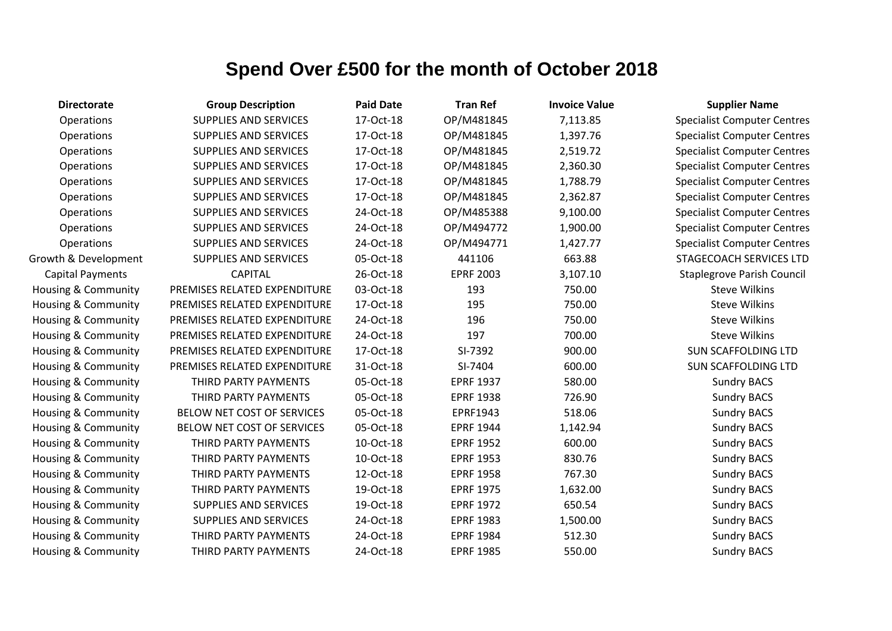# Spend Over £500 for the month of October 2018

| Directorate | Group Description | Paid Date | Tran Ref | Invoice Value | Supplier Name |
|---|---|---|---|---|---|
| Operations | SUPPLIES AND SERVICES | 17-Oct-18 | OP/M481845 | 7,113.85 | Specialist Computer Centres |
| Operations | SUPPLIES AND SERVICES | 17-Oct-18 | OP/M481845 | 1,397.76 | Specialist Computer Centres |
| Operations | SUPPLIES AND SERVICES | 17-Oct-18 | OP/M481845 | 2,519.72 | Specialist Computer Centres |
| Operations | SUPPLIES AND SERVICES | 17-Oct-18 | OP/M481845 | 2,360.30 | Specialist Computer Centres |
| Operations | SUPPLIES AND SERVICES | 17-Oct-18 | OP/M481845 | 1,788.79 | Specialist Computer Centres |
| Operations | SUPPLIES AND SERVICES | 17-Oct-18 | OP/M481845 | 2,362.87 | Specialist Computer Centres |
| Operations | SUPPLIES AND SERVICES | 24-Oct-18 | OP/M485388 | 9,100.00 | Specialist Computer Centres |
| Operations | SUPPLIES AND SERVICES | 24-Oct-18 | OP/M494772 | 1,900.00 | Specialist Computer Centres |
| Operations | SUPPLIES AND SERVICES | 24-Oct-18 | OP/M494771 | 1,427.77 | Specialist Computer Centres |
| Growth & Development | SUPPLIES AND SERVICES | 05-Oct-18 | 441106 | 663.88 | STAGECOACH SERVICES LTD |
| Capital Payments | CAPITAL | 26-Oct-18 | EPRF 2003 | 3,107.10 | Staplegrove Parish Council |
| Housing & Community | PREMISES RELATED EXPENDITURE | 03-Oct-18 | 193 | 750.00 | Steve Wilkins |
| Housing & Community | PREMISES RELATED EXPENDITURE | 17-Oct-18 | 195 | 750.00 | Steve Wilkins |
| Housing & Community | PREMISES RELATED EXPENDITURE | 24-Oct-18 | 196 | 750.00 | Steve Wilkins |
| Housing & Community | PREMISES RELATED EXPENDITURE | 24-Oct-18 | 197 | 700.00 | Steve Wilkins |
| Housing & Community | PREMISES RELATED EXPENDITURE | 17-Oct-18 | SI-7392 | 900.00 | SUN SCAFFOLDING LTD |
| Housing & Community | PREMISES RELATED EXPENDITURE | 31-Oct-18 | SI-7404 | 600.00 | SUN SCAFFOLDING LTD |
| Housing & Community | THIRD PARTY PAYMENTS | 05-Oct-18 | EPRF 1937 | 580.00 | Sundry BACS |
| Housing & Community | THIRD PARTY PAYMENTS | 05-Oct-18 | EPRF 1938 | 726.90 | Sundry BACS |
| Housing & Community | BELOW NET COST OF SERVICES | 05-Oct-18 | EPRF1943 | 518.06 | Sundry BACS |
| Housing & Community | BELOW NET COST OF SERVICES | 05-Oct-18 | EPRF 1944 | 1,142.94 | Sundry BACS |
| Housing & Community | THIRD PARTY PAYMENTS | 10-Oct-18 | EPRF 1952 | 600.00 | Sundry BACS |
| Housing & Community | THIRD PARTY PAYMENTS | 10-Oct-18 | EPRF 1953 | 830.76 | Sundry BACS |
| Housing & Community | THIRD PARTY PAYMENTS | 12-Oct-18 | EPRF 1958 | 767.30 | Sundry BACS |
| Housing & Community | THIRD PARTY PAYMENTS | 19-Oct-18 | EPRF 1975 | 1,632.00 | Sundry BACS |
| Housing & Community | SUPPLIES AND SERVICES | 19-Oct-18 | EPRF 1972 | 650.54 | Sundry BACS |
| Housing & Community | SUPPLIES AND SERVICES | 24-Oct-18 | EPRF 1983 | 1,500.00 | Sundry BACS |
| Housing & Community | THIRD PARTY PAYMENTS | 24-Oct-18 | EPRF 1984 | 512.30 | Sundry BACS |
| Housing & Community | THIRD PARTY PAYMENTS | 24-Oct-18 | EPRF 1985 | 550.00 | Sundry BACS |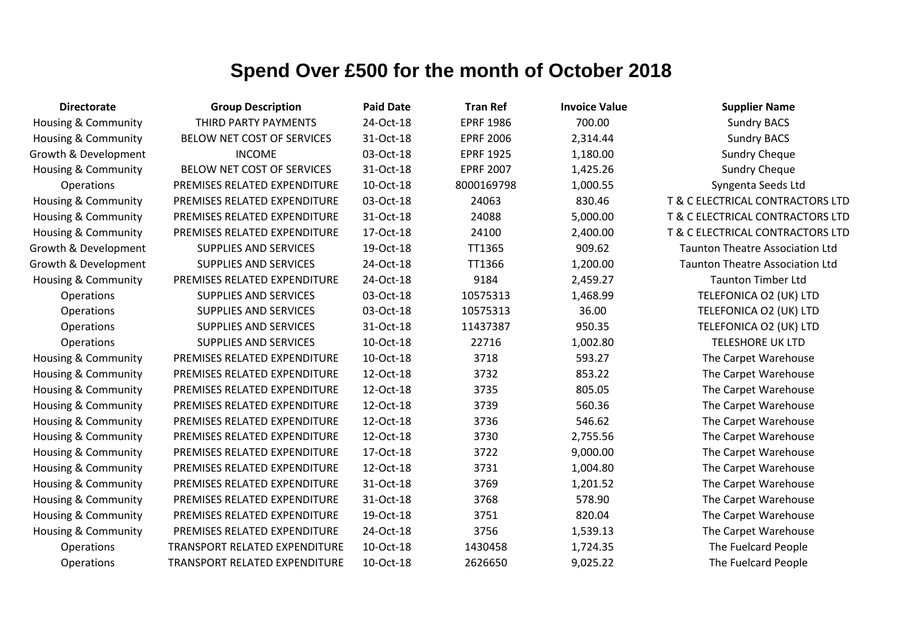# Spend Over £500 for the month of October 2018

| Directorate | Group Description | Paid Date | Tran Ref | Invoice Value | Supplier Name |
|---|---|---|---|---|---|
| Housing & Community | THIRD PARTY PAYMENTS | 24-Oct-18 | EPRF 1986 | 700.00 | Sundry BACS |
| Housing & Community | BELOW NET COST OF SERVICES | 31-Oct-18 | EPRF 2006 | 2,314.44 | Sundry BACS |
| Growth & Development | INCOME | 03-Oct-18 | EPRF 1925 | 1,180.00 | Sundry Cheque |
| Housing & Community | BELOW NET COST OF SERVICES | 31-Oct-18 | EPRF 2007 | 1,425.26 | Sundry Cheque |
| Operations | PREMISES RELATED EXPENDITURE | 10-Oct-18 | 8000169798 | 1,000.55 | Syngenta Seeds Ltd |
| Housing & Community | PREMISES RELATED EXPENDITURE | 03-Oct-18 | 24063 | 830.46 | T & C ELECTRICAL CONTRACTORS LTD |
| Housing & Community | PREMISES RELATED EXPENDITURE | 31-Oct-18 | 24088 | 5,000.00 | T & C ELECTRICAL CONTRACTORS LTD |
| Housing & Community | PREMISES RELATED EXPENDITURE | 17-Oct-18 | 24100 | 2,400.00 | T & C ELECTRICAL CONTRACTORS LTD |
| Growth & Development | SUPPLIES AND SERVICES | 19-Oct-18 | TT1365 | 909.62 | Taunton Theatre Association Ltd |
| Growth & Development | SUPPLIES AND SERVICES | 24-Oct-18 | TT1366 | 1,200.00 | Taunton Theatre Association Ltd |
| Housing & Community | PREMISES RELATED EXPENDITURE | 24-Oct-18 | 9184 | 2,459.27 | Taunton Timber Ltd |
| Operations | SUPPLIES AND SERVICES | 03-Oct-18 | 10575313 | 1,468.99 | TELEFONICA O2 (UK) LTD |
| Operations | SUPPLIES AND SERVICES | 03-Oct-18 | 10575313 | 36.00 | TELEFONICA O2 (UK) LTD |
| Operations | SUPPLIES AND SERVICES | 31-Oct-18 | 11437387 | 950.35 | TELEFONICA O2 (UK) LTD |
| Operations | SUPPLIES AND SERVICES | 10-Oct-18 | 22716 | 1,002.80 | TELESHORE UK LTD |
| Housing & Community | PREMISES RELATED EXPENDITURE | 10-Oct-18 | 3718 | 593.27 | The Carpet Warehouse |
| Housing & Community | PREMISES RELATED EXPENDITURE | 12-Oct-18 | 3732 | 853.22 | The Carpet Warehouse |
| Housing & Community | PREMISES RELATED EXPENDITURE | 12-Oct-18 | 3735 | 805.05 | The Carpet Warehouse |
| Housing & Community | PREMISES RELATED EXPENDITURE | 12-Oct-18 | 3739 | 560.36 | The Carpet Warehouse |
| Housing & Community | PREMISES RELATED EXPENDITURE | 12-Oct-18 | 3736 | 546.62 | The Carpet Warehouse |
| Housing & Community | PREMISES RELATED EXPENDITURE | 12-Oct-18 | 3730 | 2,755.56 | The Carpet Warehouse |
| Housing & Community | PREMISES RELATED EXPENDITURE | 17-Oct-18 | 3722 | 9,000.00 | The Carpet Warehouse |
| Housing & Community | PREMISES RELATED EXPENDITURE | 12-Oct-18 | 3731 | 1,004.80 | The Carpet Warehouse |
| Housing & Community | PREMISES RELATED EXPENDITURE | 31-Oct-18 | 3769 | 1,201.52 | The Carpet Warehouse |
| Housing & Community | PREMISES RELATED EXPENDITURE | 31-Oct-18 | 3768 | 578.90 | The Carpet Warehouse |
| Housing & Community | PREMISES RELATED EXPENDITURE | 19-Oct-18 | 3751 | 820.04 | The Carpet Warehouse |
| Housing & Community | PREMISES RELATED EXPENDITURE | 24-Oct-18 | 3756 | 1,539.13 | The Carpet Warehouse |
| Operations | TRANSPORT RELATED EXPENDITURE | 10-Oct-18 | 1430458 | 1,724.35 | The Fuelcard People |
| Operations | TRANSPORT RELATED EXPENDITURE | 10-Oct-18 | 2626650 | 9,025.22 | The Fuelcard People |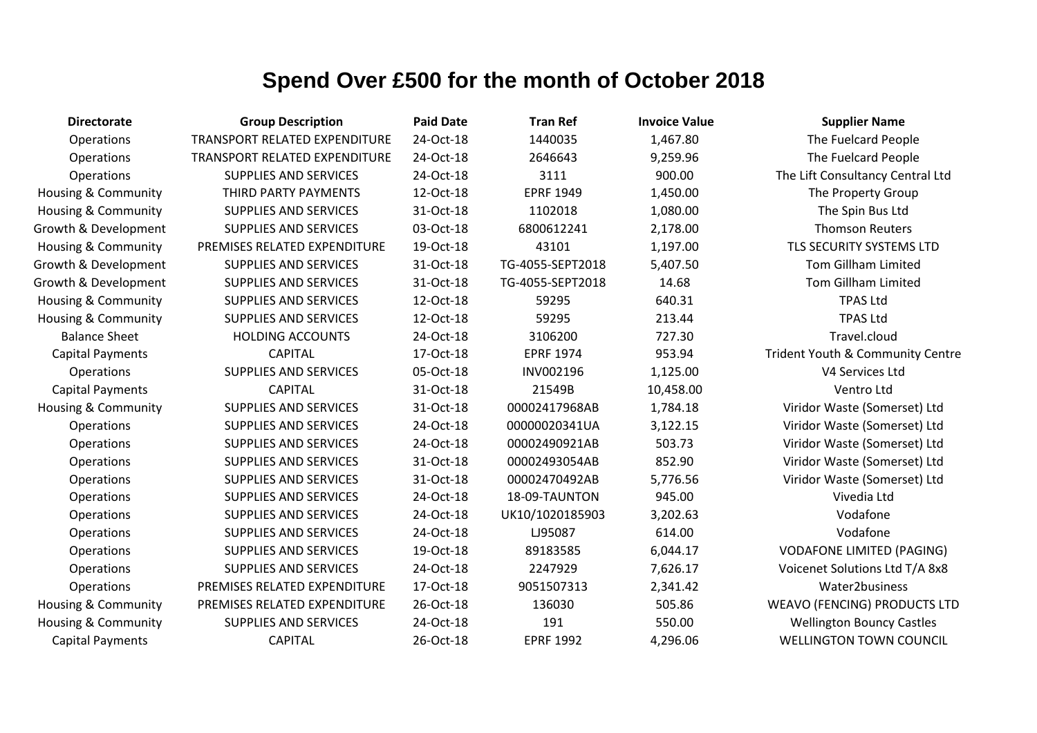# Spend Over £500 for the month of October 2018

| Directorate | Group Description | Paid Date | Tran Ref | Invoice Value | Supplier Name |
|---|---|---|---|---|---|
| Operations | TRANSPORT RELATED EXPENDITURE | 24-Oct-18 | 1440035 | 1,467.80 | The Fuelcard People |
| Operations | TRANSPORT RELATED EXPENDITURE | 24-Oct-18 | 2646643 | 9,259.96 | The Fuelcard People |
| Operations | SUPPLIES AND SERVICES | 24-Oct-18 | 3111 | 900.00 | The Lift Consultancy Central Ltd |
| Housing & Community | THIRD PARTY PAYMENTS | 12-Oct-18 | EPRF 1949 | 1,450.00 | The Property Group |
| Housing & Community | SUPPLIES AND SERVICES | 31-Oct-18 | 1102018 | 1,080.00 | The Spin Bus Ltd |
| Growth & Development | SUPPLIES AND SERVICES | 03-Oct-18 | 6800612241 | 2,178.00 | Thomson Reuters |
| Housing & Community | PREMISES RELATED EXPENDITURE | 19-Oct-18 | 43101 | 1,197.00 | TLS SECURITY SYSTEMS LTD |
| Growth & Development | SUPPLIES AND SERVICES | 31-Oct-18 | TG-4055-SEPT2018 | 5,407.50 | Tom Gillham Limited |
| Growth & Development | SUPPLIES AND SERVICES | 31-Oct-18 | TG-4055-SEPT2018 | 14.68 | Tom Gillham Limited |
| Housing & Community | SUPPLIES AND SERVICES | 12-Oct-18 | 59295 | 640.31 | TPAS Ltd |
| Housing & Community | SUPPLIES AND SERVICES | 12-Oct-18 | 59295 | 213.44 | TPAS Ltd |
| Balance Sheet | HOLDING ACCOUNTS | 24-Oct-18 | 3106200 | 727.30 | Travel.cloud |
| Capital Payments | CAPITAL | 17-Oct-18 | EPRF 1974 | 953.94 | Trident Youth & Community Centre |
| Operations | SUPPLIES AND SERVICES | 05-Oct-18 | INV002196 | 1,125.00 | V4 Services Ltd |
| Capital Payments | CAPITAL | 31-Oct-18 | 21549B | 10,458.00 | Ventro Ltd |
| Housing & Community | SUPPLIES AND SERVICES | 31-Oct-18 | 00002417968AB | 1,784.18 | Viridor Waste (Somerset) Ltd |
| Operations | SUPPLIES AND SERVICES | 24-Oct-18 | 00000020341UA | 3,122.15 | Viridor Waste (Somerset) Ltd |
| Operations | SUPPLIES AND SERVICES | 24-Oct-18 | 00002490921AB | 503.73 | Viridor Waste (Somerset) Ltd |
| Operations | SUPPLIES AND SERVICES | 31-Oct-18 | 00002493054AB | 852.90 | Viridor Waste (Somerset) Ltd |
| Operations | SUPPLIES AND SERVICES | 31-Oct-18 | 00002470492AB | 5,776.56 | Viridor Waste (Somerset) Ltd |
| Operations | SUPPLIES AND SERVICES | 24-Oct-18 | 18-09-TAUNTON | 945.00 | Vivedia Ltd |
| Operations | SUPPLIES AND SERVICES | 24-Oct-18 | UK10/1020185903 | 3,202.63 | Vodafone |
| Operations | SUPPLIES AND SERVICES | 24-Oct-18 | LJ95087 | 614.00 | Vodafone |
| Operations | SUPPLIES AND SERVICES | 19-Oct-18 | 89183585 | 6,044.17 | VODAFONE LIMITED (PAGING) |
| Operations | SUPPLIES AND SERVICES | 24-Oct-18 | 2247929 | 7,626.17 | Voicenet Solutions Ltd T/A 8x8 |
| Operations | PREMISES RELATED EXPENDITURE | 17-Oct-18 | 9051507313 | 2,341.42 | Water2business |
| Housing & Community | PREMISES RELATED EXPENDITURE | 26-Oct-18 | 136030 | 505.86 | WEAVO (FENCING) PRODUCTS LTD |
| Housing & Community | SUPPLIES AND SERVICES | 24-Oct-18 | 191 | 550.00 | Wellington Bouncy Castles |
| Capital Payments | CAPITAL | 26-Oct-18 | EPRF 1992 | 4,296.06 | WELLINGTON TOWN COUNCIL |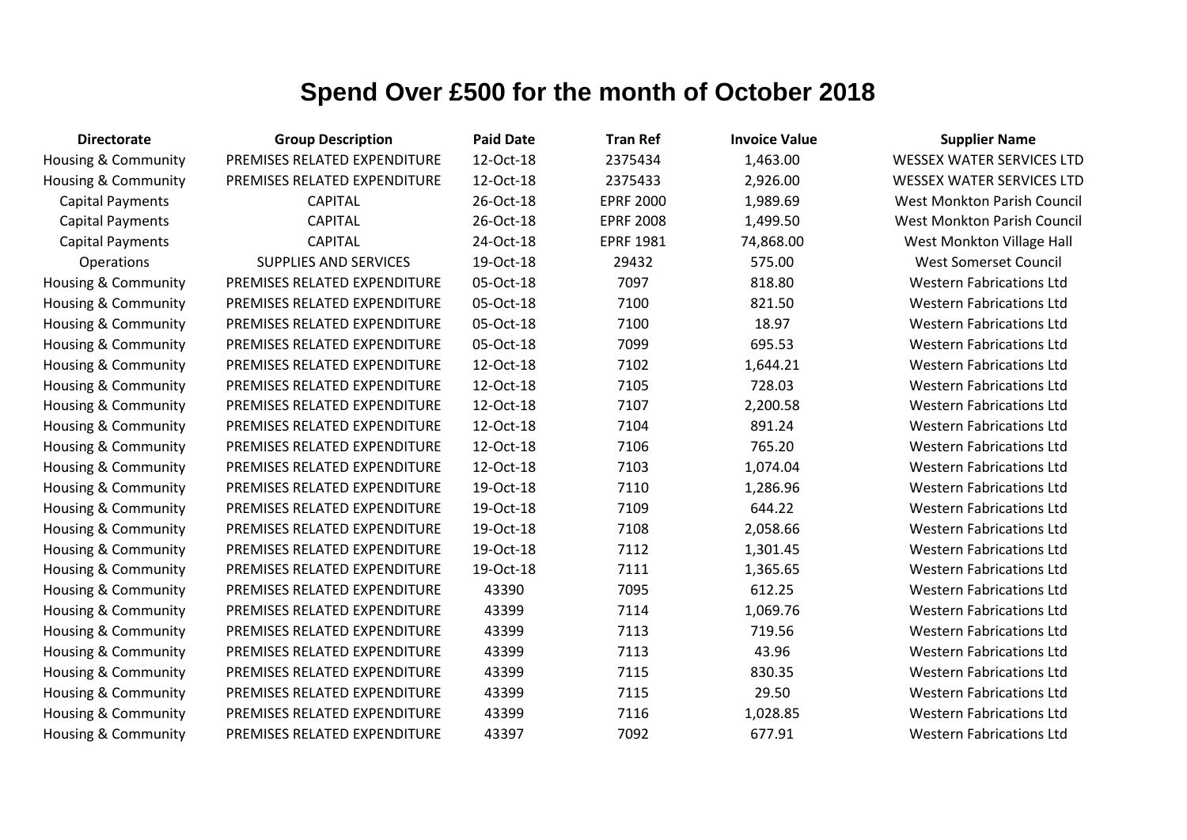# Spend Over £500 for the month of October 2018

| Directorate | Group Description | Paid Date | Tran Ref | Invoice Value | Supplier Name |
|---|---|---|---|---|---|
| Housing & Community | PREMISES RELATED EXPENDITURE | 12-Oct-18 | 2375434 | 1,463.00 | WESSEX WATER SERVICES LTD |
| Housing & Community | PREMISES RELATED EXPENDITURE | 12-Oct-18 | 2375433 | 2,926.00 | WESSEX WATER SERVICES LTD |
| Capital Payments | CAPITAL | 26-Oct-18 | EPRF 2000 | 1,989.69 | West Monkton Parish Council |
| Capital Payments | CAPITAL | 26-Oct-18 | EPRF 2008 | 1,499.50 | West Monkton Parish Council |
| Capital Payments | CAPITAL | 24-Oct-18 | EPRF 1981 | 74,868.00 | West Monkton Village Hall |
| Operations | SUPPLIES AND SERVICES | 19-Oct-18 | 29432 | 575.00 | West Somerset Council |
| Housing & Community | PREMISES RELATED EXPENDITURE | 05-Oct-18 | 7097 | 818.80 | Western Fabrications Ltd |
| Housing & Community | PREMISES RELATED EXPENDITURE | 05-Oct-18 | 7100 | 821.50 | Western Fabrications Ltd |
| Housing & Community | PREMISES RELATED EXPENDITURE | 05-Oct-18 | 7100 | 18.97 | Western Fabrications Ltd |
| Housing & Community | PREMISES RELATED EXPENDITURE | 05-Oct-18 | 7099 | 695.53 | Western Fabrications Ltd |
| Housing & Community | PREMISES RELATED EXPENDITURE | 12-Oct-18 | 7102 | 1,644.21 | Western Fabrications Ltd |
| Housing & Community | PREMISES RELATED EXPENDITURE | 12-Oct-18 | 7105 | 728.03 | Western Fabrications Ltd |
| Housing & Community | PREMISES RELATED EXPENDITURE | 12-Oct-18 | 7107 | 2,200.58 | Western Fabrications Ltd |
| Housing & Community | PREMISES RELATED EXPENDITURE | 12-Oct-18 | 7104 | 891.24 | Western Fabrications Ltd |
| Housing & Community | PREMISES RELATED EXPENDITURE | 12-Oct-18 | 7106 | 765.20 | Western Fabrications Ltd |
| Housing & Community | PREMISES RELATED EXPENDITURE | 12-Oct-18 | 7103 | 1,074.04 | Western Fabrications Ltd |
| Housing & Community | PREMISES RELATED EXPENDITURE | 19-Oct-18 | 7110 | 1,286.96 | Western Fabrications Ltd |
| Housing & Community | PREMISES RELATED EXPENDITURE | 19-Oct-18 | 7109 | 644.22 | Western Fabrications Ltd |
| Housing & Community | PREMISES RELATED EXPENDITURE | 19-Oct-18 | 7108 | 2,058.66 | Western Fabrications Ltd |
| Housing & Community | PREMISES RELATED EXPENDITURE | 19-Oct-18 | 7112 | 1,301.45 | Western Fabrications Ltd |
| Housing & Community | PREMISES RELATED EXPENDITURE | 19-Oct-18 | 7111 | 1,365.65 | Western Fabrications Ltd |
| Housing & Community | PREMISES RELATED EXPENDITURE | 43390 | 7095 | 612.25 | Western Fabrications Ltd |
| Housing & Community | PREMISES RELATED EXPENDITURE | 43399 | 7114 | 1,069.76 | Western Fabrications Ltd |
| Housing & Community | PREMISES RELATED EXPENDITURE | 43399 | 7113 | 719.56 | Western Fabrications Ltd |
| Housing & Community | PREMISES RELATED EXPENDITURE | 43399 | 7113 | 43.96 | Western Fabrications Ltd |
| Housing & Community | PREMISES RELATED EXPENDITURE | 43399 | 7115 | 830.35 | Western Fabrications Ltd |
| Housing & Community | PREMISES RELATED EXPENDITURE | 43399 | 7115 | 29.50 | Western Fabrications Ltd |
| Housing & Community | PREMISES RELATED EXPENDITURE | 43399 | 7116 | 1,028.85 | Western Fabrications Ltd |
| Housing & Community | PREMISES RELATED EXPENDITURE | 43397 | 7092 | 677.91 | Western Fabrications Ltd |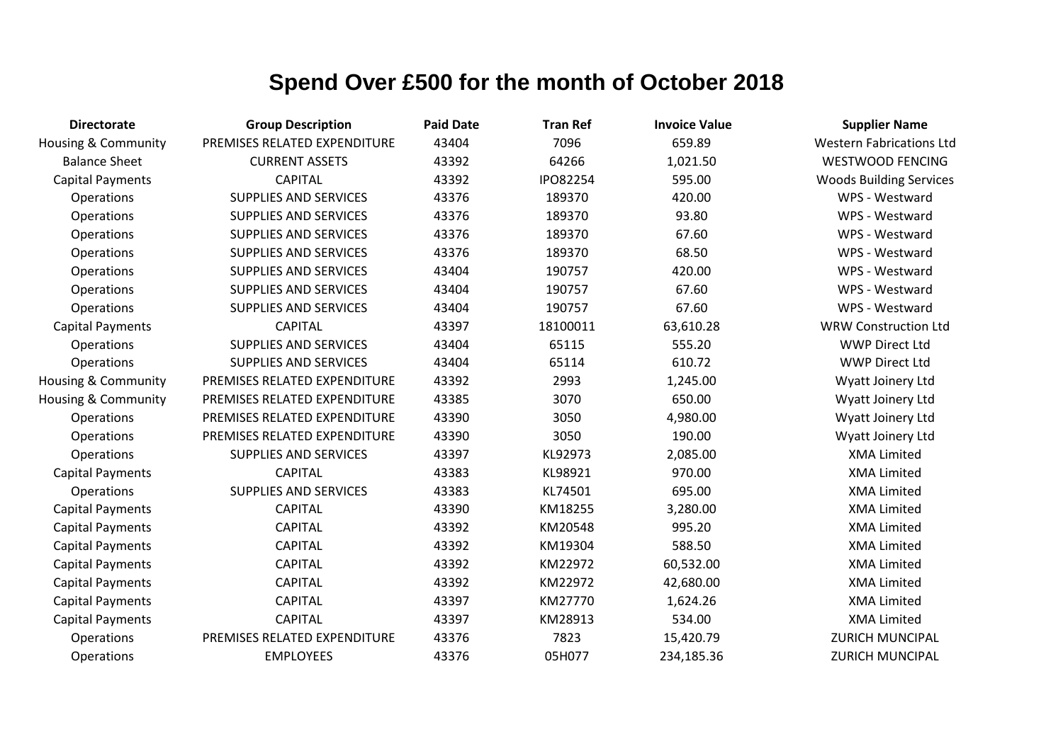# Spend Over £500 for the month of October 2018

| Directorate | Group Description | Paid Date | Tran Ref | Invoice Value | Supplier Name |
|---|---|---|---|---|---|
| Housing & Community | PREMISES RELATED EXPENDITURE | 43404 | 7096 | 659.89 | Western Fabrications Ltd |
| Balance Sheet | CURRENT ASSETS | 43392 | 64266 | 1,021.50 | WESTWOOD FENCING |
| Capital Payments | CAPITAL | 43392 | IPO82254 | 595.00 | Woods Building Services |
| Operations | SUPPLIES AND SERVICES | 43376 | 189370 | 420.00 | WPS - Westward |
| Operations | SUPPLIES AND SERVICES | 43376 | 189370 | 93.80 | WPS - Westward |
| Operations | SUPPLIES AND SERVICES | 43376 | 189370 | 67.60 | WPS - Westward |
| Operations | SUPPLIES AND SERVICES | 43376 | 189370 | 68.50 | WPS - Westward |
| Operations | SUPPLIES AND SERVICES | 43404 | 190757 | 420.00 | WPS - Westward |
| Operations | SUPPLIES AND SERVICES | 43404 | 190757 | 67.60 | WPS - Westward |
| Operations | SUPPLIES AND SERVICES | 43404 | 190757 | 67.60 | WPS - Westward |
| Capital Payments | CAPITAL | 43397 | 18100011 | 63,610.28 | WRW Construction Ltd |
| Operations | SUPPLIES AND SERVICES | 43404 | 65115 | 555.20 | WWP Direct Ltd |
| Operations | SUPPLIES AND SERVICES | 43404 | 65114 | 610.72 | WWP Direct Ltd |
| Housing & Community | PREMISES RELATED EXPENDITURE | 43392 | 2993 | 1,245.00 | Wyatt Joinery Ltd |
| Housing & Community | PREMISES RELATED EXPENDITURE | 43385 | 3070 | 650.00 | Wyatt Joinery Ltd |
| Operations | PREMISES RELATED EXPENDITURE | 43390 | 3050 | 4,980.00 | Wyatt Joinery Ltd |
| Operations | PREMISES RELATED EXPENDITURE | 43390 | 3050 | 190.00 | Wyatt Joinery Ltd |
| Operations | SUPPLIES AND SERVICES | 43397 | KL92973 | 2,085.00 | XMA Limited |
| Capital Payments | CAPITAL | 43383 | KL98921 | 970.00 | XMA Limited |
| Operations | SUPPLIES AND SERVICES | 43383 | KL74501 | 695.00 | XMA Limited |
| Capital Payments | CAPITAL | 43390 | KM18255 | 3,280.00 | XMA Limited |
| Capital Payments | CAPITAL | 43392 | KM20548 | 995.20 | XMA Limited |
| Capital Payments | CAPITAL | 43392 | KM19304 | 588.50 | XMA Limited |
| Capital Payments | CAPITAL | 43392 | KM22972 | 60,532.00 | XMA Limited |
| Capital Payments | CAPITAL | 43392 | KM22972 | 42,680.00 | XMA Limited |
| Capital Payments | CAPITAL | 43397 | KM27770 | 1,624.26 | XMA Limited |
| Capital Payments | CAPITAL | 43397 | KM28913 | 534.00 | XMA Limited |
| Operations | PREMISES RELATED EXPENDITURE | 43376 | 7823 | 15,420.79 | ZURICH MUNCIPAL |
| Operations | EMPLOYEES | 43376 | 05H077 | 234,185.36 | ZURICH MUNCIPAL |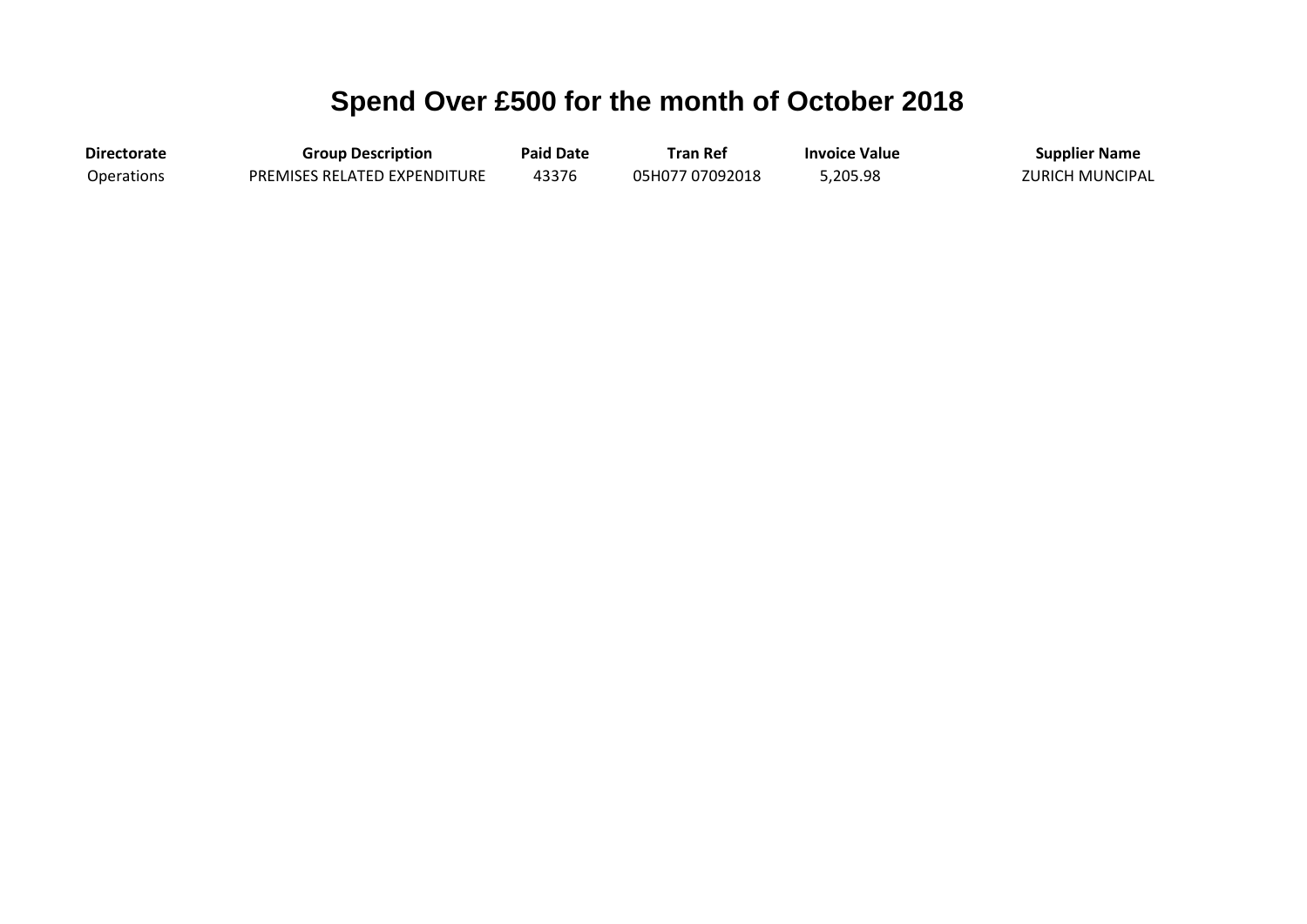# Spend Over £500 for the month of October 2018

| Directorate | Group Description | Paid Date | Tran Ref | Invoice Value | Supplier Name |
|---|---|---|---|---|---|
| Operations | PREMISES RELATED EXPENDITURE | 43376 | 05H077 07092018 | 5,205.98 | ZURICH MUNCIPAL |